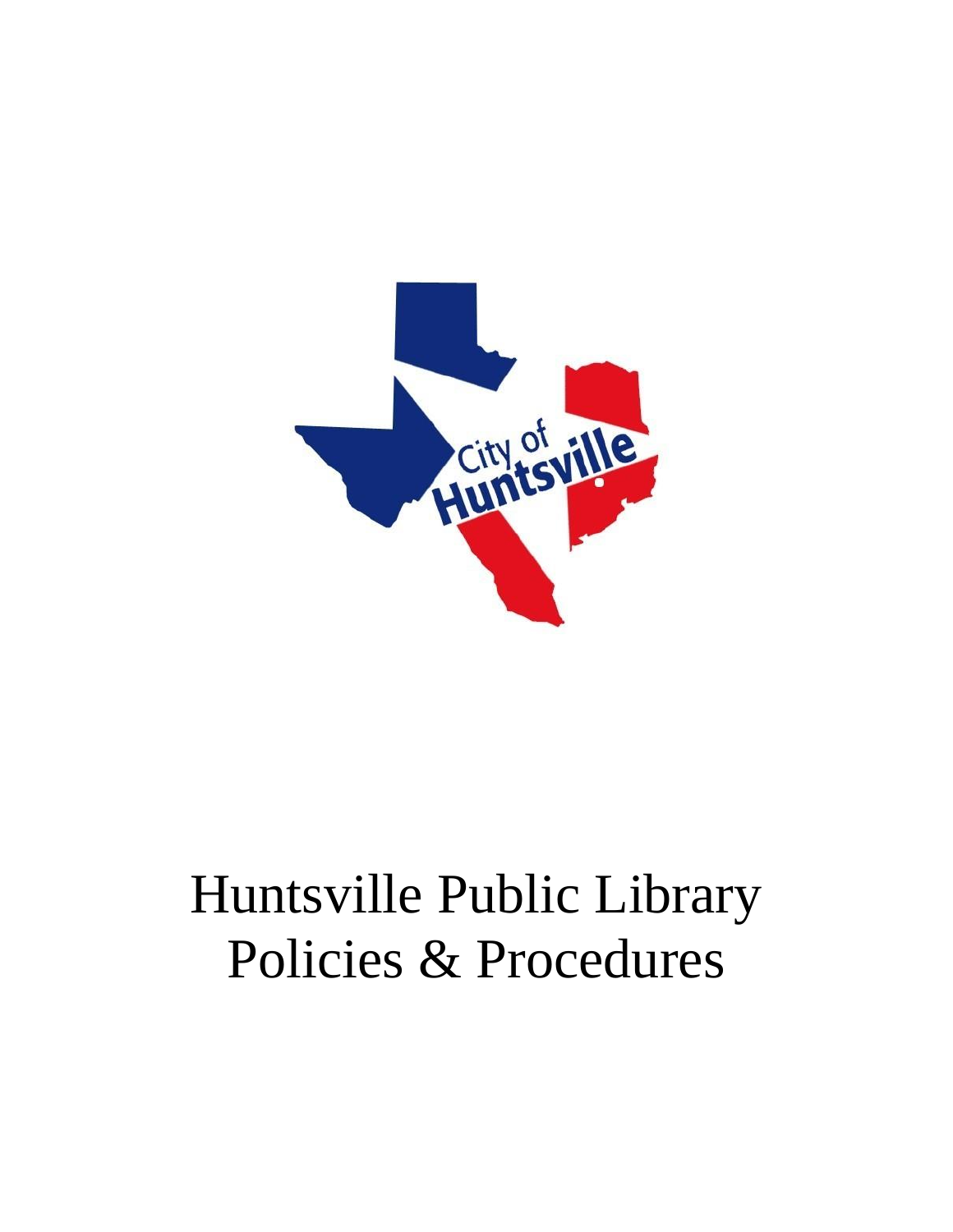# Huntsville Public Library Policies & Procedures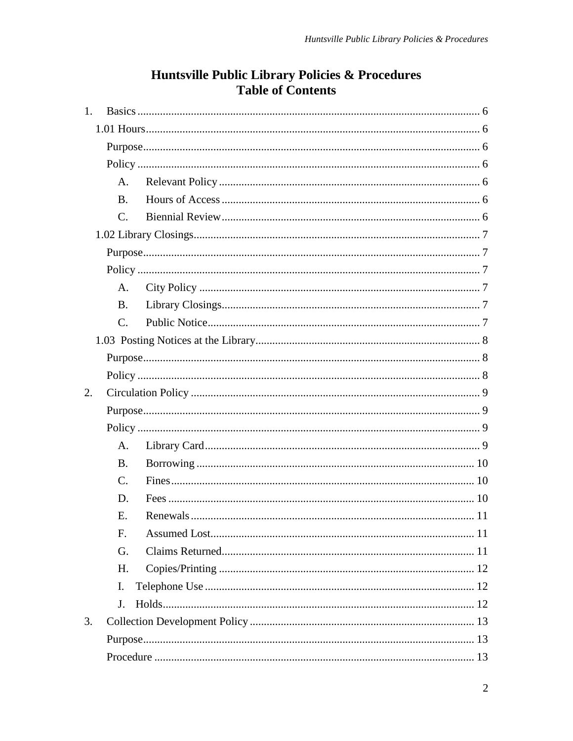# Huntsville Public Library Policies & Procedures
# Table of Contents

1. Basics ........................................................................ 6
   - 1.01 Hours ........................................................................ 6
     - Purpose ........................................................................ 6
     - Policy ........................................................................ 6
       - A. Relevant Policy ........................................................................ 6
       - B. Hours of Access ........................................................................ 6
       - C. Biennial Review ........................................................................ 6
   - 1.02 Library Closings ........................................................................ 7
     - Purpose ........................................................................ 7
     - Policy ........................................................................ 7
       - A. City Policy ........................................................................ 7
       - B. Library Closings ........................................................................ 7
       - C. Public Notice ........................................................................ 7
   - 1.03 Posting Notices at the Library ........................................................................ 8
     - Purpose ........................................................................ 8
     - Policy ........................................................................ 8
2. Circulation Policy ........................................................................ 9
   - Purpose ........................................................................ 9
   - Policy ........................................................................ 9
     - A. Library Card ........................................................................ 9
     - B. Borrowing ........................................................................ 10
     - C. Fines ........................................................................ 10
     - D. Fees ........................................................................ 10
     - E. Renewals ........................................................................ 11
     - F. Assumed Lost ........................................................................ 11
     - G. Claims Returned ........................................................................ 11
     - H. Copies/Printing ........................................................................ 12
     - I. Telephone Use ........................................................................ 12
     - J. Holds ........................................................................ 12
3. Collection Development Policy ........................................................................ 13
   - Purpose ........................................................................ 13
   - Procedure ........................................................................ 13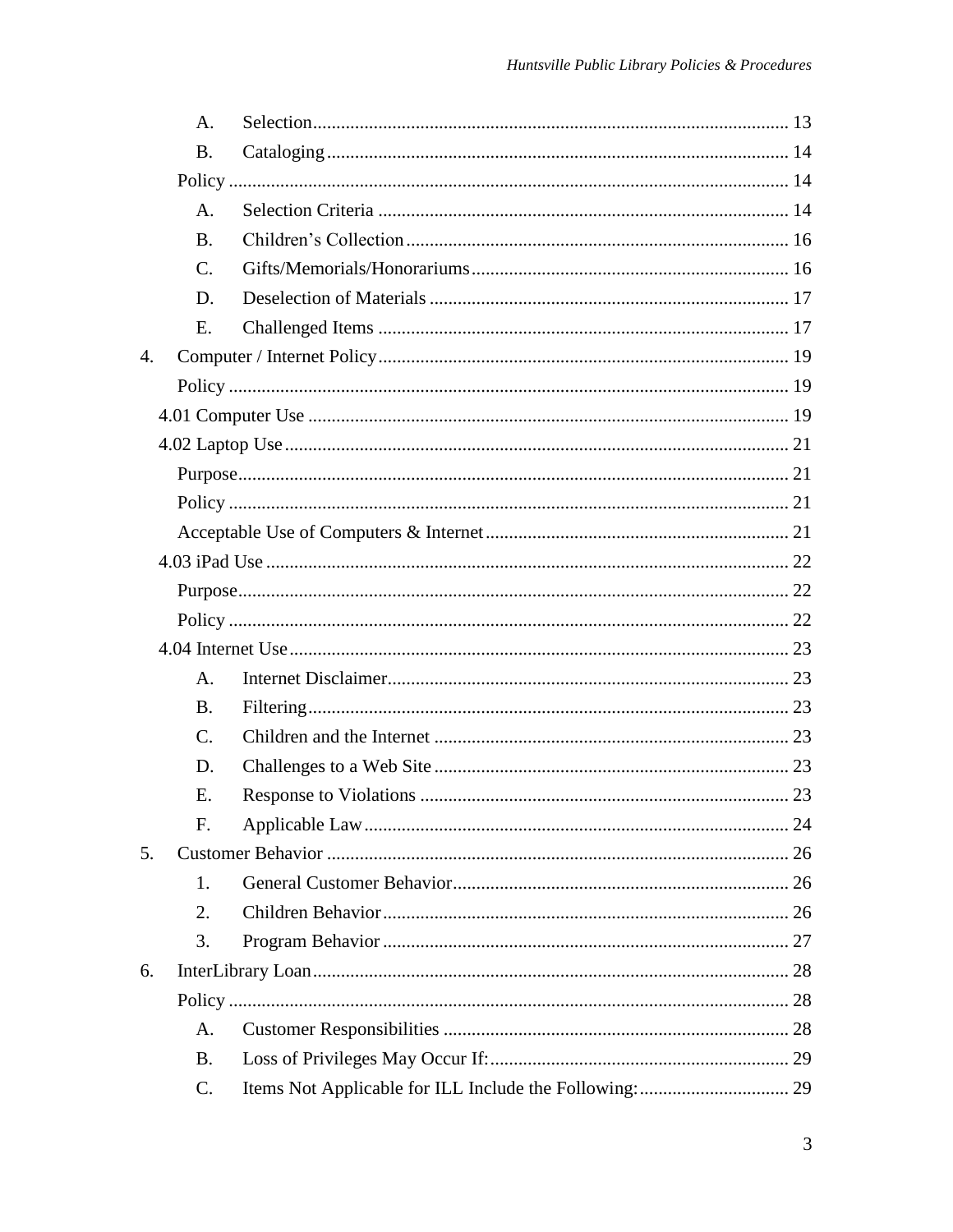- A. Selection ..... 13
- B. Cataloging ..... 14

Policy ..... 14

- A. Selection Criteria ..... 14
- B. Children's Collection ..... 16
- C. Gifts/Memorials/Honorariums ..... 16
- D. Deselection of Materials ..... 17
- E. Challenged Items ..... 17

4. Computer / Internet Policy ..... 19

Policy ..... 19

4.01 Computer Use ..... 19

4.02 Laptop Use ..... 21

Purpose ..... 21

Policy ..... 21

Acceptable Use of Computers & Internet ..... 21

4.03 iPad Use ..... 22

Purpose ..... 22

Policy ..... 22

4.04 Internet Use ..... 23

- A. Internet Disclaimer ..... 23
- B. Filtering ..... 23
- C. Children and the Internet ..... 23
- D. Challenges to a Web Site ..... 23
- E. Response to Violations ..... 23
- F. Applicable Law ..... 24

5. Customer Behavior ..... 26

- 1. General Customer Behavior ..... 26
- 2. Children Behavior ..... 26
- 3. Program Behavior ..... 27

6. InterLibrary Loan ..... 28

Policy ..... 28

- A. Customer Responsibilities ..... 28
- B. Loss of Privileges May Occur If: ..... 29
- C. Items Not Applicable for ILL Include the Following: ..... 29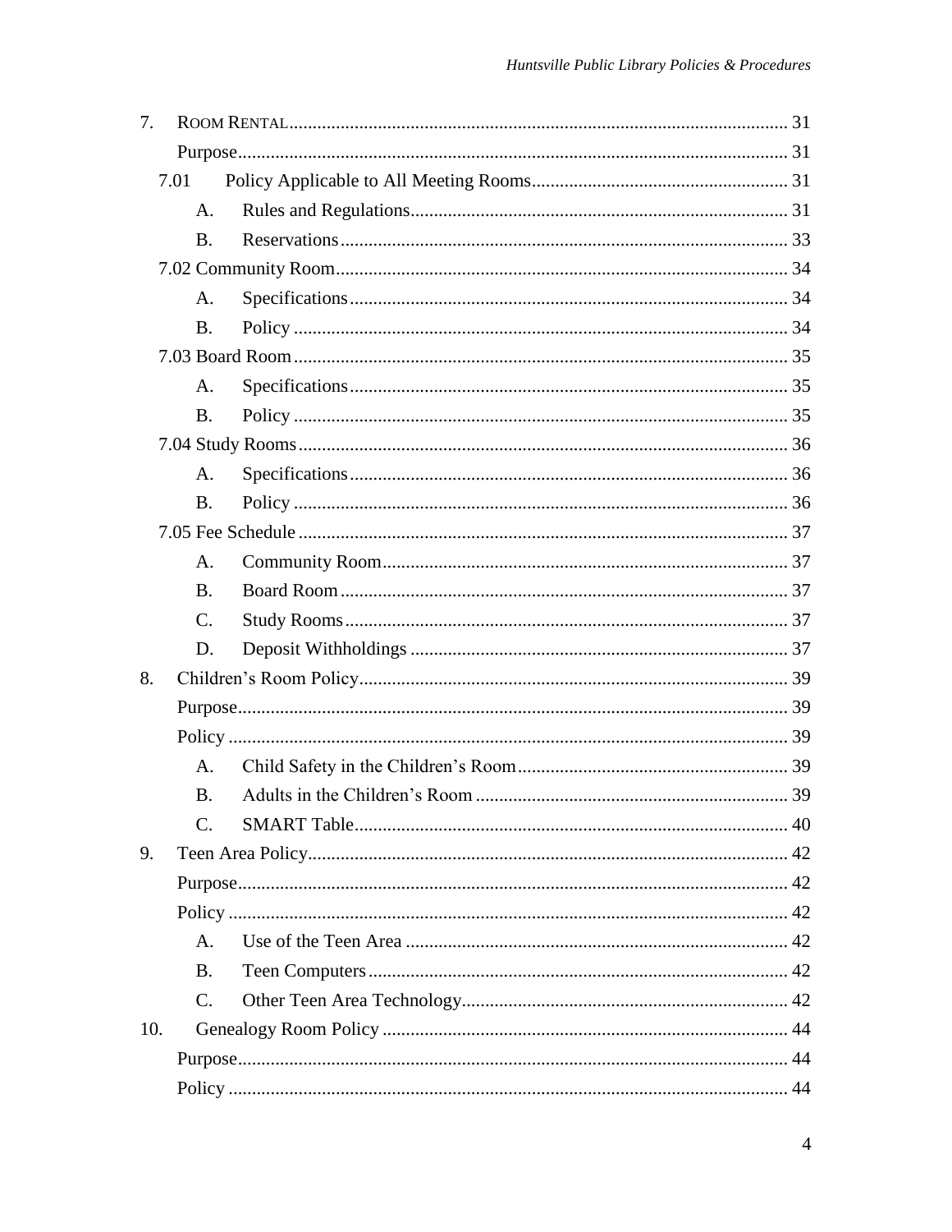7. ROOM RENTAL ........................................................................................................ 31

Purpose ........................................................................................................ 31

7.01 Policy Applicable to All Meeting Rooms ........................................................ 31

A. Rules and Regulations ........................................................................ 31

B. Reservations ........................................................................................ 33

7.02 Community Room ........................................................................................ 34

A. Specifications ........................................................................................ 34

B. Policy ........................................................................................................ 34

7.03 Board Room ........................................................................................................ 35

A. Specifications ........................................................................................ 35

B. Policy ........................................................................................................ 35

7.04 Study Rooms ........................................................................................................ 36

A. Specifications ........................................................................................ 36

B. Policy ........................................................................................................ 36

7.05 Fee Schedule ........................................................................................................ 37

A. Community Room ........................................................................................ 37

B. Board Room ........................................................................................................ 37

C. Study Rooms ........................................................................................................ 37

D. Deposit Withholdings ........................................................................................ 37

8. Children's Room Policy ........................................................................................ 39

Purpose ........................................................................................................ 39

Policy ........................................................................................................ 39

A. Child Safety in the Children's Room ........................................................ 39

B. Adults in the Children's Room ........................................................................ 39

C. SMART Table ........................................................................................................ 40

9. Teen Area Policy ........................................................................................................ 42

Purpose ........................................................................................................ 42

Policy ........................................................................................................ 42

A. Use of the Teen Area ........................................................................................ 42

B. Teen Computers ........................................................................................................ 42

C. Other Teen Area Technology ........................................................................ 42

10. Genealogy Room Policy ........................................................................................ 44

Purpose ........................................................................................................ 44

Policy ........................................................................................................ 44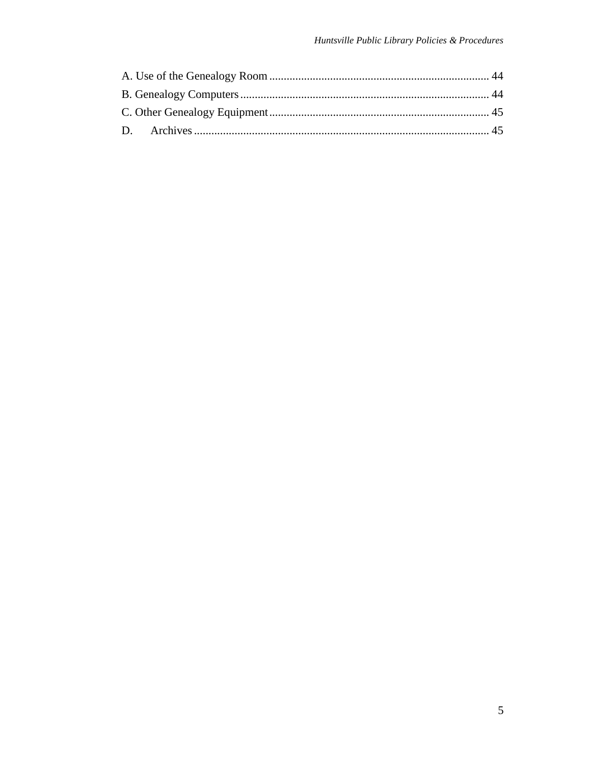A. Use of the Genealogy Room ........................................................................... 44
B. Genealogy Computers ..................................................................................... 44
C. Other Genealogy Equipment ........................................................................... 45
D. Archives ......................................................................................................... 45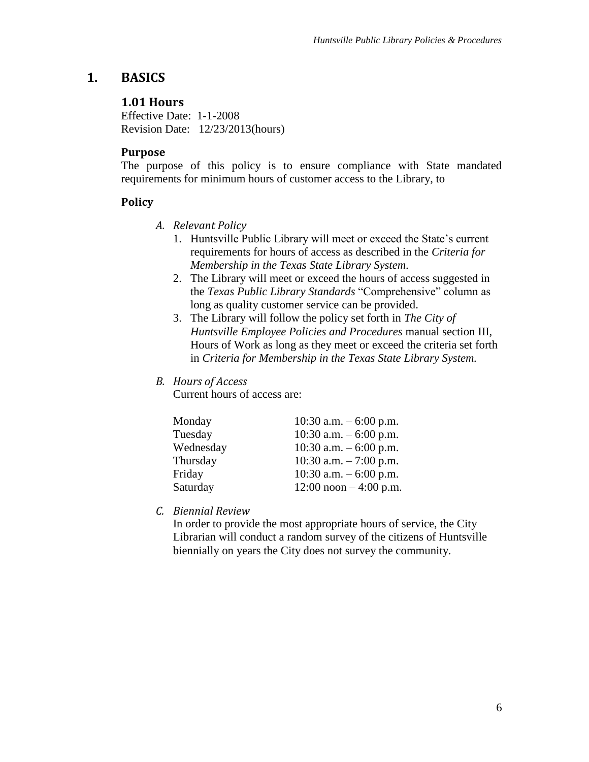# 1. BASICS

## 1.01 Hours

Effective Date: 1-1-2008
Revision Date: 12/23/2013(hours)

### Purpose

The purpose of this policy is to ensure compliance with State mandated requirements for minimum hours of customer access to the Library, to

### Policy

*A. Relevant Policy*

1. Huntsville Public Library will meet or exceed the State's current requirements for hours of access as described in the *Criteria for Membership in the Texas State Library System*.
2. The Library will meet or exceed the hours of access suggested in the *Texas Public Library Standards* "Comprehensive" column as long as quality customer service can be provided.
3. The Library will follow the policy set forth in *The City of Huntsville Employee Policies and Procedures* manual section III, Hours of Work as long as they meet or exceed the criteria set forth in *Criteria for Membership in the Texas State Library System.*

*B. Hours of Access*

Current hours of access are:

| | |
|---|---|
| Monday | 10:30 a.m. – 6:00 p.m. |
| Tuesday | 10:30 a.m. – 6:00 p.m. |
| Wednesday | 10:30 a.m. – 6:00 p.m. |
| Thursday | 10:30 a.m. – 7:00 p.m. |
| Friday | 10:30 a.m. – 6:00 p.m. |
| Saturday | 12:00 noon – 4:00 p.m. |

*C. Biennial Review*

In order to provide the most appropriate hours of service, the City Librarian will conduct a random survey of the citizens of Huntsville biennially on years the City does not survey the community.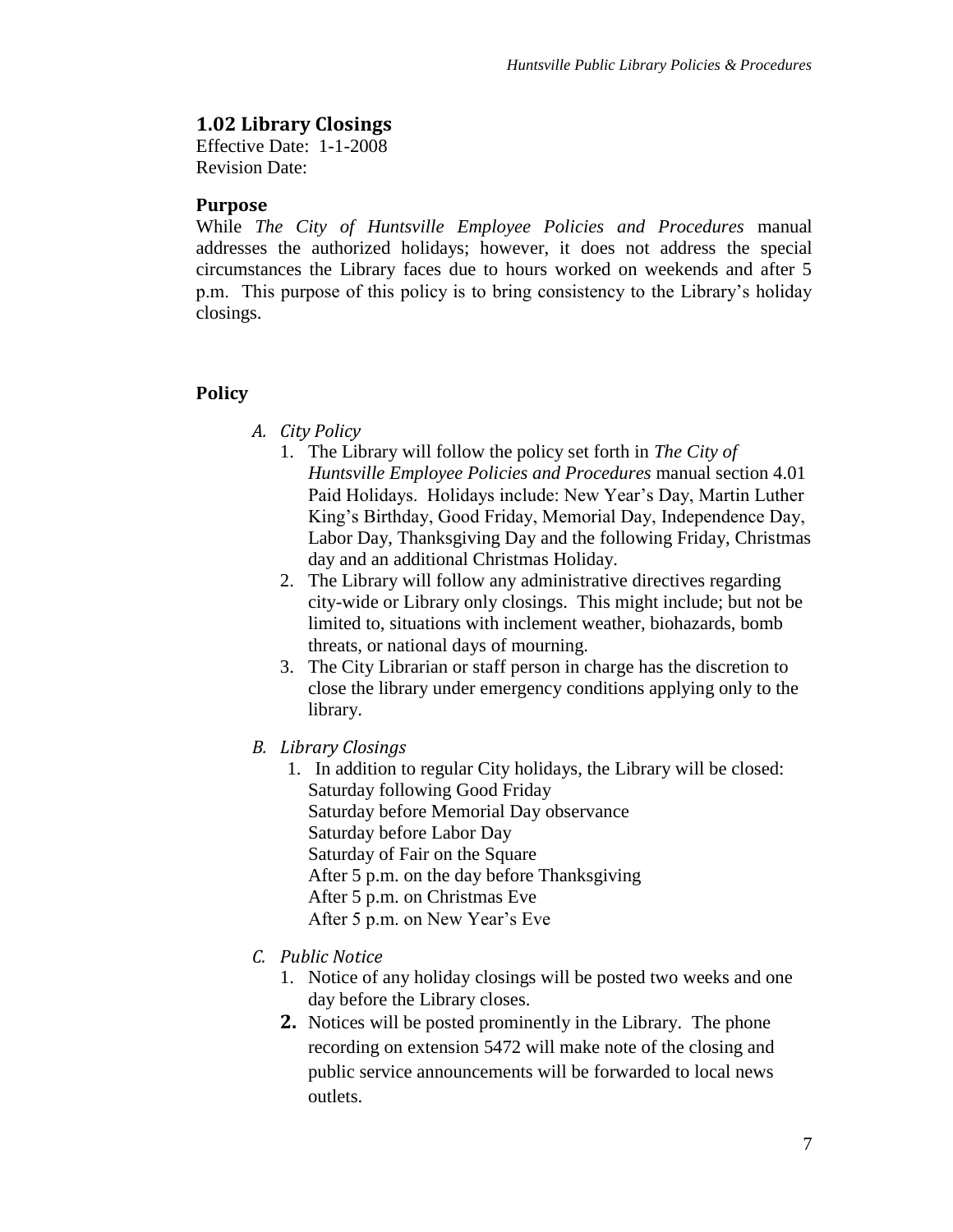## 1.02 Library Closings

Effective Date: 1-1-2008
Revision Date:

### Purpose

While *The City of Huntsville Employee Policies and Procedures* manual addresses the authorized holidays; however, it does not address the special circumstances the Library faces due to hours worked on weekends and after 5 p.m. This purpose of this policy is to bring consistency to the Library's holiday closings.

### Policy

*A. City Policy*

1. The Library will follow the policy set forth in *The City of Huntsville Employee Policies and Procedures* manual section 4.01 Paid Holidays. Holidays include: New Year's Day, Martin Luther King's Birthday, Good Friday, Memorial Day, Independence Day, Labor Day, Thanksgiving Day and the following Friday, Christmas day and an additional Christmas Holiday.
2. The Library will follow any administrative directives regarding city-wide or Library only closings. This might include; but not be limited to, situations with inclement weather, biohazards, bomb threats, or national days of mourning.
3. The City Librarian or staff person in charge has the discretion to close the library under emergency conditions applying only to the library.

*B. Library Closings*

1. In addition to regular City holidays, the Library will be closed:
   Saturday following Good Friday
   Saturday before Memorial Day observance
   Saturday before Labor Day
   Saturday of Fair on the Square
   After 5 p.m. on the day before Thanksgiving
   After 5 p.m. on Christmas Eve
   After 5 p.m. on New Year's Eve

*C. Public Notice*

1. Notice of any holiday closings will be posted two weeks and one day before the Library closes.
2. Notices will be posted prominently in the Library. The phone recording on extension 5472 will make note of the closing and public service announcements will be forwarded to local news outlets.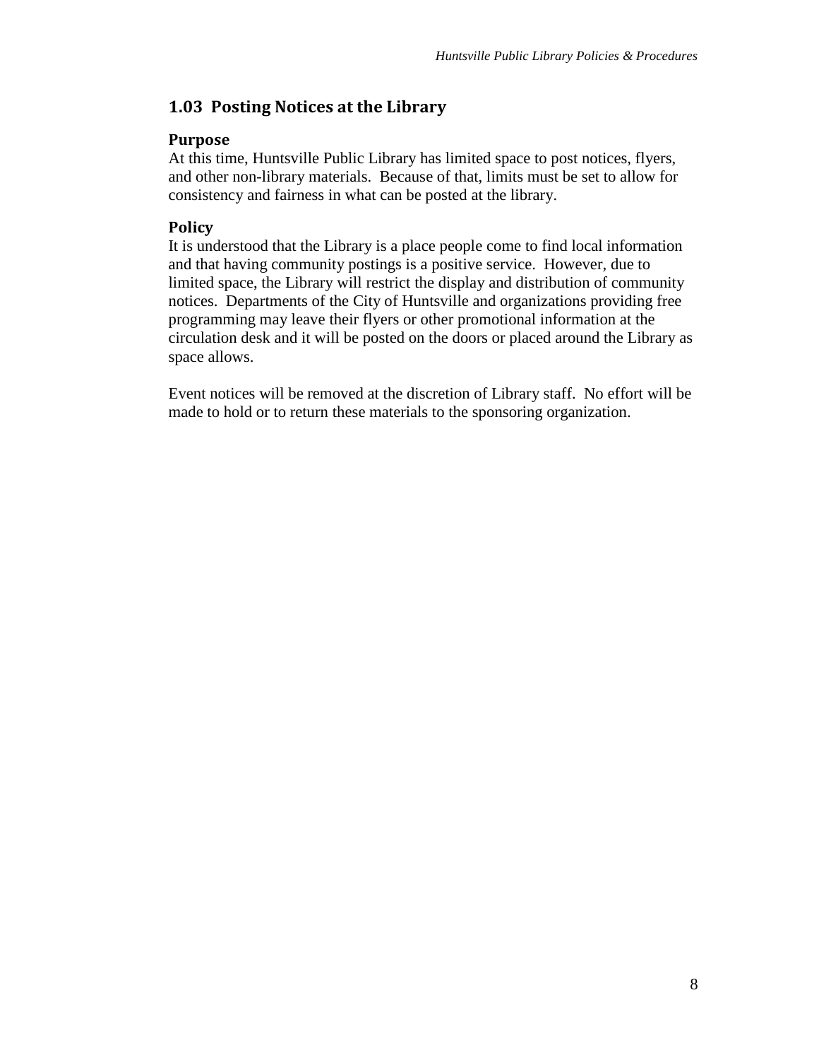## 1.03 Posting Notices at the Library

### Purpose

At this time, Huntsville Public Library has limited space to post notices, flyers, and other non-library materials. Because of that, limits must be set to allow for consistency and fairness in what can be posted at the library.

### Policy

It is understood that the Library is a place people come to find local information and that having community postings is a positive service. However, due to limited space, the Library will restrict the display and distribution of community notices. Departments of the City of Huntsville and organizations providing free programming may leave their flyers or other promotional information at the circulation desk and it will be posted on the doors or placed around the Library as space allows.

Event notices will be removed at the discretion of Library staff. No effort will be made to hold or to return these materials to the sponsoring organization.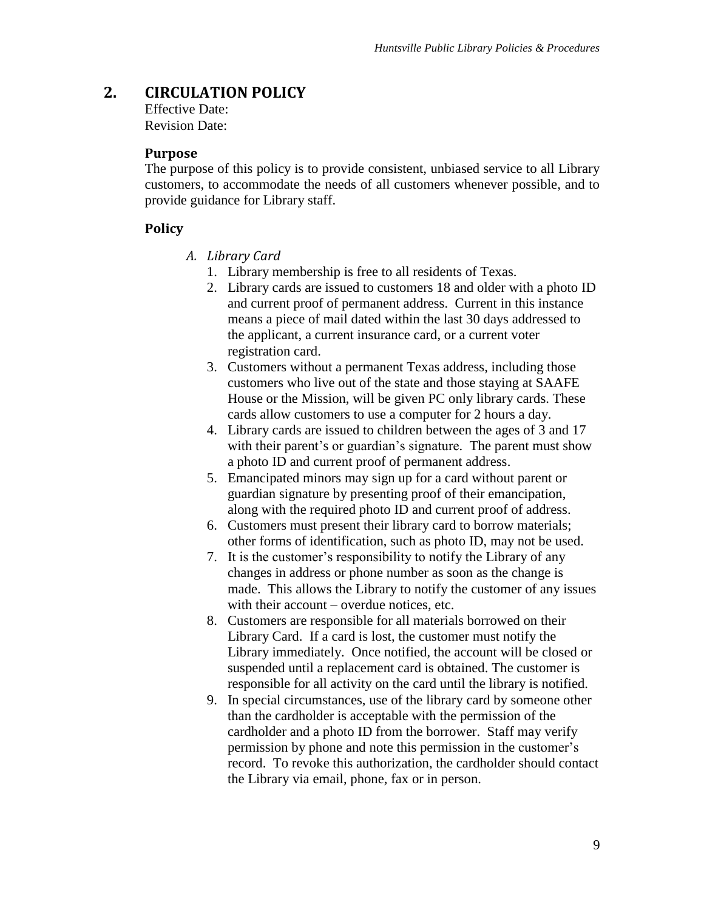## 2. CIRCULATION POLICY

Effective Date:
Revision Date:

### Purpose

The purpose of this policy is to provide consistent, unbiased service to all Library customers, to accommodate the needs of all customers whenever possible, and to provide guidance for Library staff.

### Policy

*A. Library Card*

1. Library membership is free to all residents of Texas.
2. Library cards are issued to customers 18 and older with a photo ID and current proof of permanent address. Current in this instance means a piece of mail dated within the last 30 days addressed to the applicant, a current insurance card, or a current voter registration card.
3. Customers without a permanent Texas address, including those customers who live out of the state and those staying at SAAFE House or the Mission, will be given PC only library cards. These cards allow customers to use a computer for 2 hours a day.
4. Library cards are issued to children between the ages of 3 and 17 with their parent's or guardian's signature. The parent must show a photo ID and current proof of permanent address.
5. Emancipated minors may sign up for a card without parent or guardian signature by presenting proof of their emancipation, along with the required photo ID and current proof of address.
6. Customers must present their library card to borrow materials; other forms of identification, such as photo ID, may not be used.
7. It is the customer's responsibility to notify the Library of any changes in address or phone number as soon as the change is made. This allows the Library to notify the customer of any issues with their account – overdue notices, etc.
8. Customers are responsible for all materials borrowed on their Library Card. If a card is lost, the customer must notify the Library immediately. Once notified, the account will be closed or suspended until a replacement card is obtained. The customer is responsible for all activity on the card until the library is notified.
9. In special circumstances, use of the library card by someone other than the cardholder is acceptable with the permission of the cardholder and a photo ID from the borrower. Staff may verify permission by phone and note this permission in the customer's record. To revoke this authorization, the cardholder should contact the Library via email, phone, fax or in person.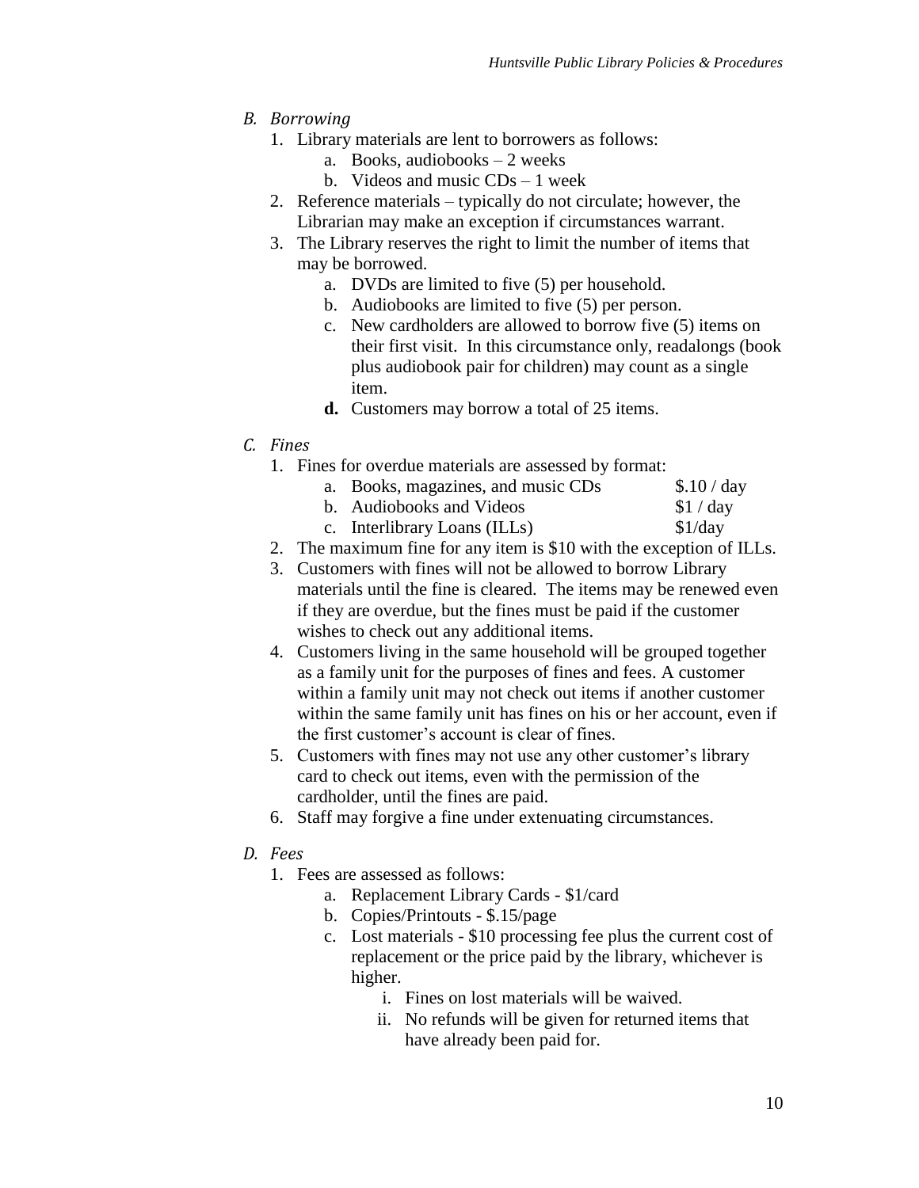*B. Borrowing*

1. Library materials are lent to borrowers as follows:
    a. Books, audiobooks – 2 weeks
    b. Videos and music CDs – 1 week
2. Reference materials – typically do not circulate; however, the Librarian may make an exception if circumstances warrant.
3. The Library reserves the right to limit the number of items that may be borrowed.
    a. DVDs are limited to five (5) per household.
    b. Audiobooks are limited to five (5) per person.
    c. New cardholders are allowed to borrow five (5) items on their first visit. In this circumstance only, readalongs (book plus audiobook pair for children) may count as a single item.
    **d.** Customers may borrow a total of 25 items.

*C. Fines*

1. Fines for overdue materials are assessed by format:
    a. Books, magazines, and music CDs $.10 / day
    b. Audiobooks and Videos $1 / day
    c. Interlibrary Loans (ILLs) $1/day
2. The maximum fine for any item is $10 with the exception of ILLs.
3. Customers with fines will not be allowed to borrow Library materials until the fine is cleared. The items may be renewed even if they are overdue, but the fines must be paid if the customer wishes to check out any additional items.
4. Customers living in the same household will be grouped together as a family unit for the purposes of fines and fees. A customer within a family unit may not check out items if another customer within the same family unit has fines on his or her account, even if the first customer's account is clear of fines.
5. Customers with fines may not use any other customer's library card to check out items, even with the permission of the cardholder, until the fines are paid.
6. Staff may forgive a fine under extenuating circumstances.

*D. Fees*

1. Fees are assessed as follows:
    a. Replacement Library Cards - $1/card
    b. Copies/Printouts - $.15/page
    c. Lost materials - $10 processing fee plus the current cost of replacement or the price paid by the library, whichever is higher.
        i. Fines on lost materials will be waived.
        ii. No refunds will be given for returned items that have already been paid for.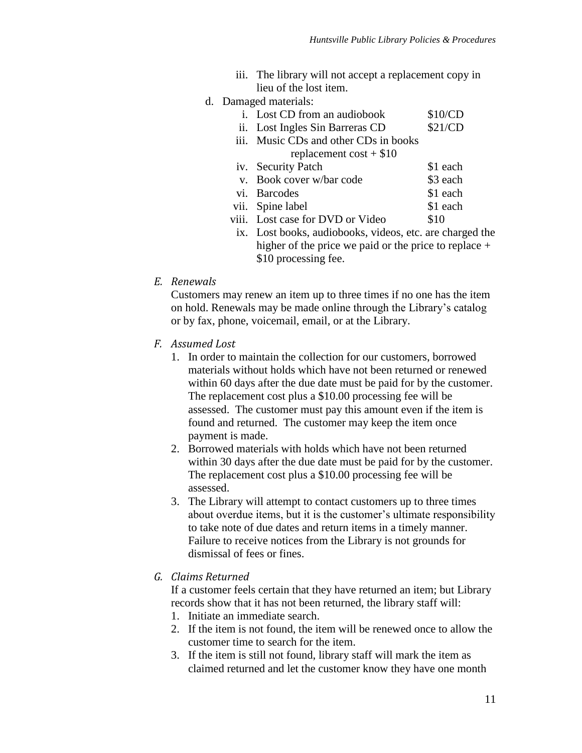iii. The library will not accept a replacement copy in lieu of the lost item.

d. Damaged materials:

i. Lost CD from an audiobook $10/CD

ii. Lost Ingles Sin Barreras CD $21/CD

iii. Music CDs and other CDs in books replacement cost + $10

iv. Security Patch $1 each

v. Book cover w/bar code $3 each

vi. Barcodes $1 each

vii. Spine label $1 each

viii. Lost case for DVD or Video $10

ix. Lost books, audiobooks, videos, etc. are charged the higher of the price we paid or the price to replace + $10 processing fee.

*E. Renewals*

Customers may renew an item up to three times if no one has the item on hold. Renewals may be made online through the Library's catalog or by fax, phone, voicemail, email, or at the Library.

*F. Assumed Lost*

1. In order to maintain the collection for our customers, borrowed materials without holds which have not been returned or renewed within 60 days after the due date must be paid for by the customer. The replacement cost plus a $10.00 processing fee will be assessed. The customer must pay this amount even if the item is found and returned. The customer may keep the item once payment is made.
2. Borrowed materials with holds which have not been returned within 30 days after the due date must be paid for by the customer. The replacement cost plus a $10.00 processing fee will be assessed.
3. The Library will attempt to contact customers up to three times about overdue items, but it is the customer's ultimate responsibility to take note of due dates and return items in a timely manner. Failure to receive notices from the Library is not grounds for dismissal of fees or fines.

*G. Claims Returned*

If a customer feels certain that they have returned an item; but Library records show that it has not been returned, the library staff will:

1. Initiate an immediate search.
2. If the item is not found, the item will be renewed once to allow the customer time to search for the item.
3. If the item is still not found, library staff will mark the item as claimed returned and let the customer know they have one month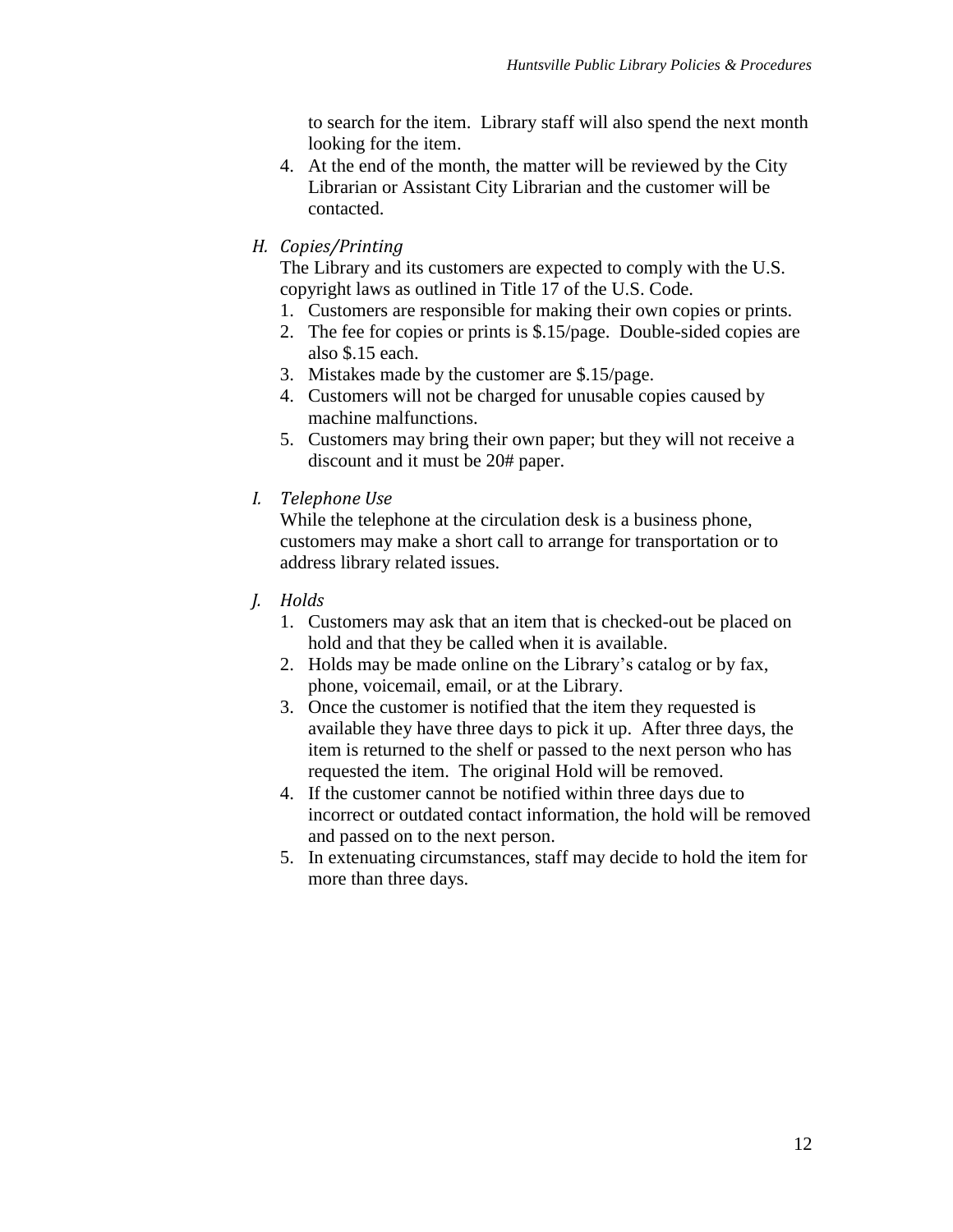to search for the item. Library staff will also spend the next month looking for the item.

4. At the end of the month, the matter will be reviewed by the City Librarian or Assistant City Librarian and the customer will be contacted.

### *H. Copies/Printing*

The Library and its customers are expected to comply with the U.S. copyright laws as outlined in Title 17 of the U.S. Code.

1. Customers are responsible for making their own copies or prints.
2. The fee for copies or prints is $.15/page. Double-sided copies are also $.15 each.
3. Mistakes made by the customer are $.15/page.
4. Customers will not be charged for unusable copies caused by machine malfunctions.
5. Customers may bring their own paper; but they will not receive a discount and it must be 20# paper.

### *I. Telephone Use*

While the telephone at the circulation desk is a business phone, customers may make a short call to arrange for transportation or to address library related issues.

### *J. Holds*

1. Customers may ask that an item that is checked-out be placed on hold and that they be called when it is available.
2. Holds may be made online on the Library's catalog or by fax, phone, voicemail, email, or at the Library.
3. Once the customer is notified that the item they requested is available they have three days to pick it up. After three days, the item is returned to the shelf or passed to the next person who has requested the item. The original Hold will be removed.
4. If the customer cannot be notified within three days due to incorrect or outdated contact information, the hold will be removed and passed on to the next person.
5. In extenuating circumstances, staff may decide to hold the item for more than three days.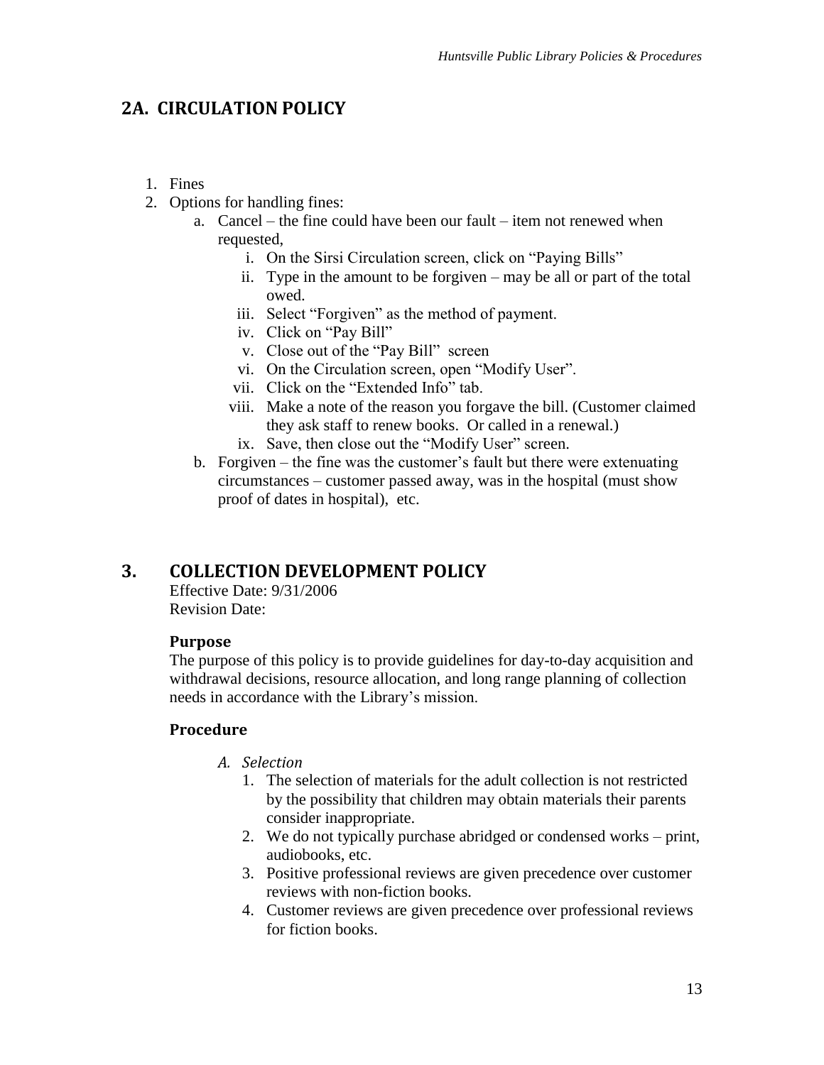## 2A. CIRCULATION POLICY

1. Fines
2. Options for handling fines:
    a. Cancel – the fine could have been our fault – item not renewed when requested,
        i. On the Sirsi Circulation screen, click on "Paying Bills"
        ii. Type in the amount to be forgiven – may be all or part of the total owed.
        iii. Select "Forgiven" as the method of payment.
        iv. Click on "Pay Bill"
        v. Close out of the "Pay Bill" screen
        vi. On the Circulation screen, open "Modify User".
        vii. Click on the "Extended Info" tab.
        viii. Make a note of the reason you forgave the bill. (Customer claimed they ask staff to renew books. Or called in a renewal.)
        ix. Save, then close out the "Modify User" screen.
    b. Forgiven – the fine was the customer's fault but there were extenuating circumstances – customer passed away, was in the hospital (must show proof of dates in hospital), etc.

## 3. COLLECTION DEVELOPMENT POLICY

Effective Date: 9/31/2006
Revision Date:

### Purpose

The purpose of this policy is to provide guidelines for day-to-day acquisition and withdrawal decisions, resource allocation, and long range planning of collection needs in accordance with the Library's mission.

### Procedure

*A. Selection*

1. The selection of materials for the adult collection is not restricted by the possibility that children may obtain materials their parents consider inappropriate.
2. We do not typically purchase abridged or condensed works – print, audiobooks, etc.
3. Positive professional reviews are given precedence over customer reviews with non-fiction books.
4. Customer reviews are given precedence over professional reviews for fiction books.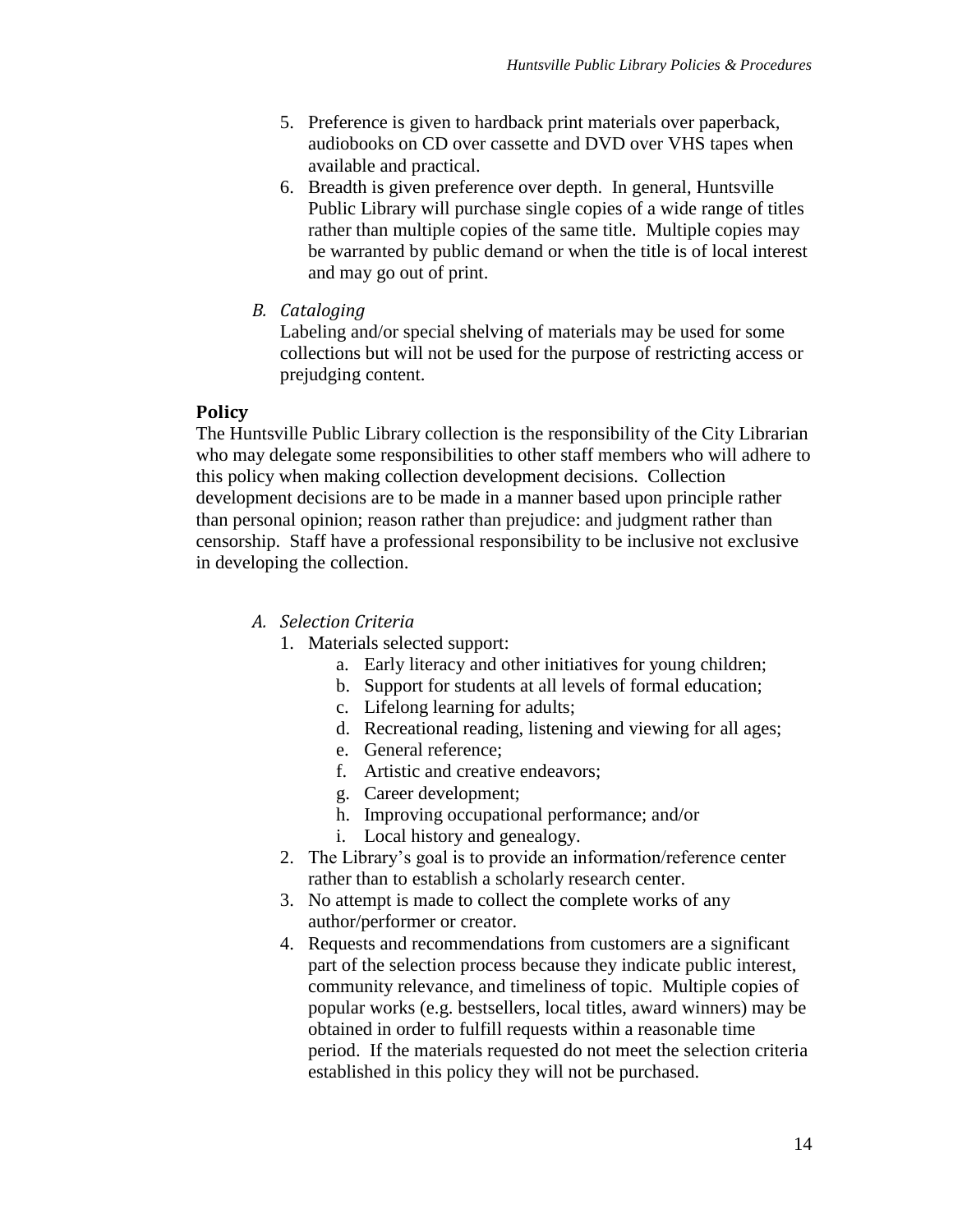5. Preference is given to hardback print materials over paperback, audiobooks on CD over cassette and DVD over VHS tapes when available and practical.
6. Breadth is given preference over depth. In general, Huntsville Public Library will purchase single copies of a wide range of titles rather than multiple copies of the same title. Multiple copies may be warranted by public demand or when the title is of local interest and may go out of print.

*B. Cataloging*

Labeling and/or special shelving of materials may be used for some collections but will not be used for the purpose of restricting access or prejudging content.

**Policy**

The Huntsville Public Library collection is the responsibility of the City Librarian who may delegate some responsibilities to other staff members who will adhere to this policy when making collection development decisions. Collection development decisions are to be made in a manner based upon principle rather than personal opinion; reason rather than prejudice: and judgment rather than censorship. Staff have a professional responsibility to be inclusive not exclusive in developing the collection.

*A. Selection Criteria*

1. Materials selected support:
   a. Early literacy and other initiatives for young children;
   b. Support for students at all levels of formal education;
   c. Lifelong learning for adults;
   d. Recreational reading, listening and viewing for all ages;
   e. General reference;
   f. Artistic and creative endeavors;
   g. Career development;
   h. Improving occupational performance; and/or
   i. Local history and genealogy.
2. The Library's goal is to provide an information/reference center rather than to establish a scholarly research center.
3. No attempt is made to collect the complete works of any author/performer or creator.
4. Requests and recommendations from customers are a significant part of the selection process because they indicate public interest, community relevance, and timeliness of topic. Multiple copies of popular works (e.g. bestsellers, local titles, award winners) may be obtained in order to fulfill requests within a reasonable time period. If the materials requested do not meet the selection criteria established in this policy they will not be purchased.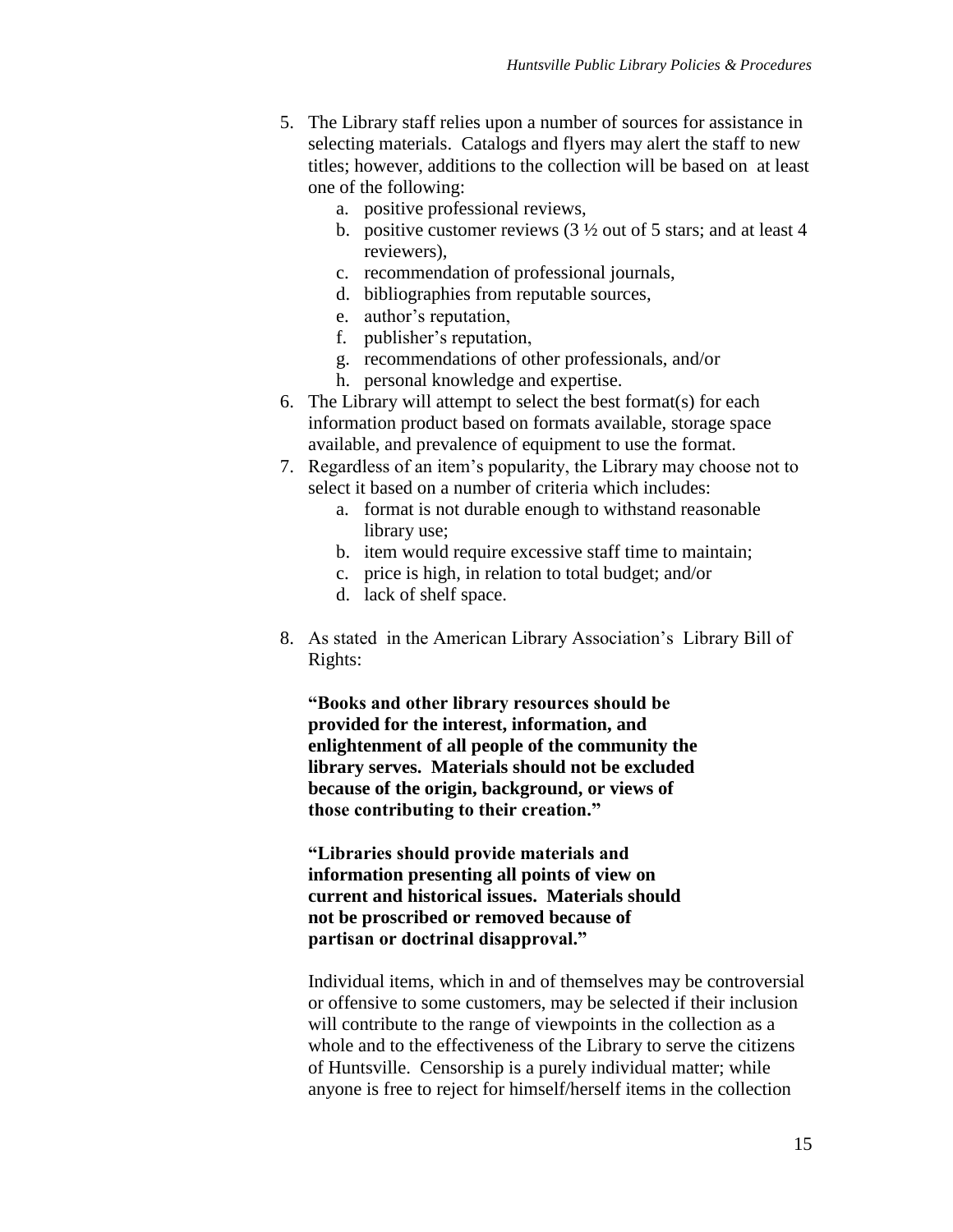5. The Library staff relies upon a number of sources for assistance in selecting materials. Catalogs and flyers may alert the staff to new titles; however, additions to the collection will be based on at least one of the following:
    a. positive professional reviews,
    b. positive customer reviews (3 ½ out of 5 stars; and at least 4 reviewers),
    c. recommendation of professional journals,
    d. bibliographies from reputable sources,
    e. author's reputation,
    f. publisher's reputation,
    g. recommendations of other professionals, and/or
    h. personal knowledge and expertise.
6. The Library will attempt to select the best format(s) for each information product based on formats available, storage space available, and prevalence of equipment to use the format.
7. Regardless of an item's popularity, the Library may choose not to select it based on a number of criteria which includes:
    a. format is not durable enough to withstand reasonable library use;
    b. item would require excessive staff time to maintain;
    c. price is high, in relation to total budget; and/or
    d. lack of shelf space.
8. As stated in the American Library Association's Library Bill of Rights:

    **"Books and other library resources should be provided for the interest, information, and enlightenment of all people of the community the library serves. Materials should not be excluded because of the origin, background, or views of those contributing to their creation."**

    **"Libraries should provide materials and information presenting all points of view on current and historical issues. Materials should not be proscribed or removed because of partisan or doctrinal disapproval."**

    Individual items, which in and of themselves may be controversial or offensive to some customers, may be selected if their inclusion will contribute to the range of viewpoints in the collection as a whole and to the effectiveness of the Library to serve the citizens of Huntsville. Censorship is a purely individual matter; while anyone is free to reject for himself/herself items in the collection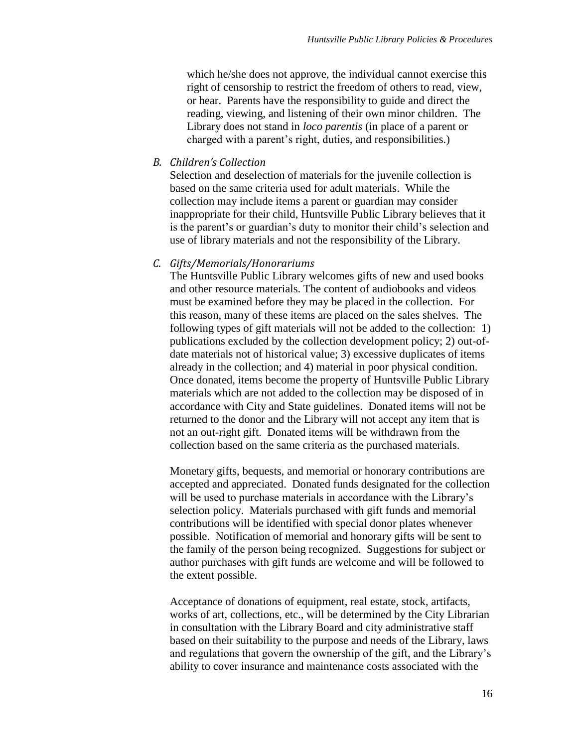which he/she does not approve, the individual cannot exercise this right of censorship to restrict the freedom of others to read, view, or hear. Parents have the responsibility to guide and direct the reading, viewing, and listening of their own minor children. The Library does not stand in *loco parentis* (in place of a parent or charged with a parent's right, duties, and responsibilities.)

*B. Children's Collection*

Selection and deselection of materials for the juvenile collection is based on the same criteria used for adult materials. While the collection may include items a parent or guardian may consider inappropriate for their child, Huntsville Public Library believes that it is the parent's or guardian's duty to monitor their child's selection and use of library materials and not the responsibility of the Library.

*C. Gifts/Memorials/Honorariums*

The Huntsville Public Library welcomes gifts of new and used books and other resource materials. The content of audiobooks and videos must be examined before they may be placed in the collection. For this reason, many of these items are placed on the sales shelves. The following types of gift materials will not be added to the collection: 1) publications excluded by the collection development policy; 2) out-of-date materials not of historical value; 3) excessive duplicates of items already in the collection; and 4) material in poor physical condition. Once donated, items become the property of Huntsville Public Library materials which are not added to the collection may be disposed of in accordance with City and State guidelines. Donated items will not be returned to the donor and the Library will not accept any item that is not an out-right gift. Donated items will be withdrawn from the collection based on the same criteria as the purchased materials.

Monetary gifts, bequests, and memorial or honorary contributions are accepted and appreciated. Donated funds designated for the collection will be used to purchase materials in accordance with the Library's selection policy. Materials purchased with gift funds and memorial contributions will be identified with special donor plates whenever possible. Notification of memorial and honorary gifts will be sent to the family of the person being recognized. Suggestions for subject or author purchases with gift funds are welcome and will be followed to the extent possible.

Acceptance of donations of equipment, real estate, stock, artifacts, works of art, collections, etc., will be determined by the City Librarian in consultation with the Library Board and city administrative staff based on their suitability to the purpose and needs of the Library, laws and regulations that govern the ownership of the gift, and the Library's ability to cover insurance and maintenance costs associated with the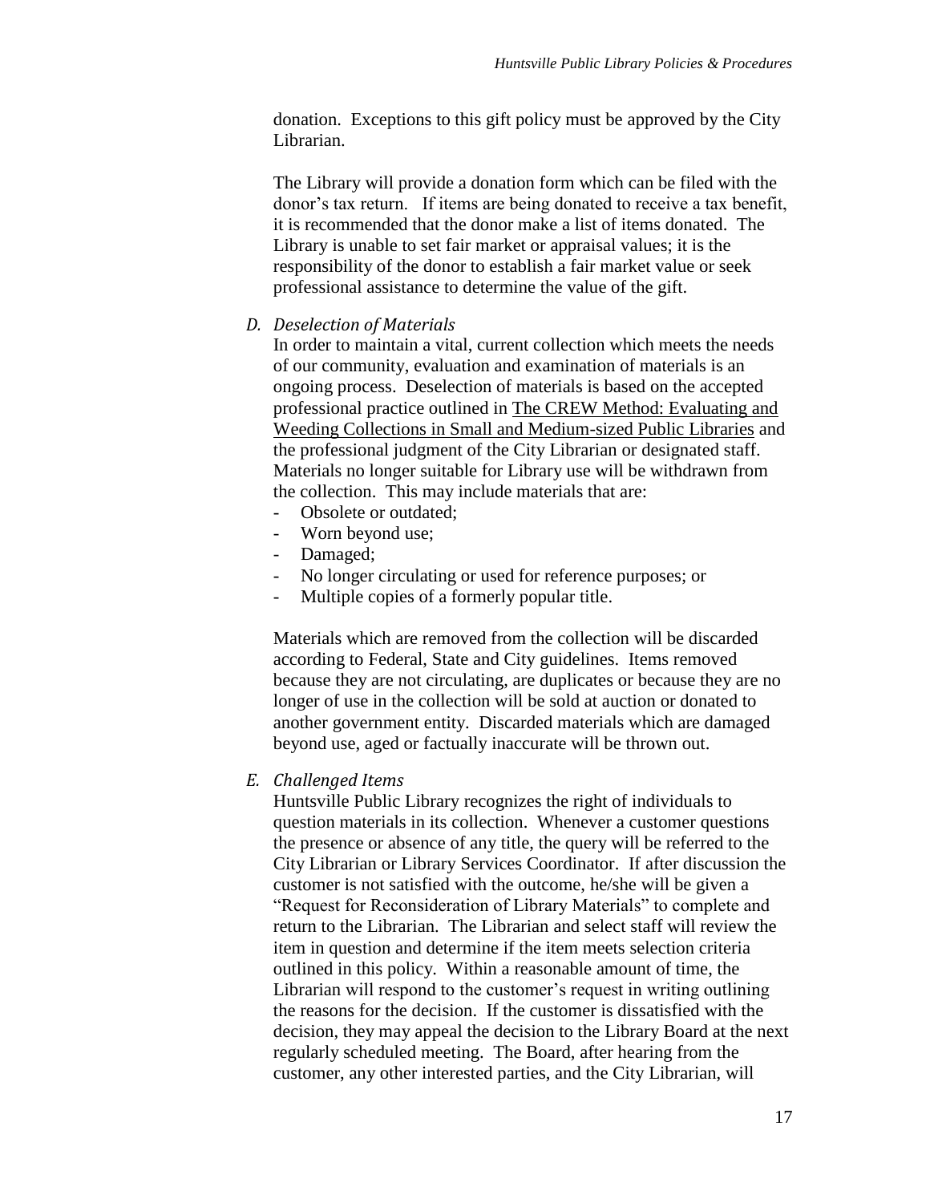donation. Exceptions to this gift policy must be approved by the City Librarian.

The Library will provide a donation form which can be filed with the donor's tax return. If items are being donated to receive a tax benefit, it is recommended that the donor make a list of items donated. The Library is unable to set fair market or appraisal values; it is the responsibility of the donor to establish a fair market value or seek professional assistance to determine the value of the gift.

*D. Deselection of Materials*

In order to maintain a vital, current collection which meets the needs of our community, evaluation and examination of materials is an ongoing process. Deselection of materials is based on the accepted professional practice outlined in The CREW Method: Evaluating and Weeding Collections in Small and Medium-sized Public Libraries and the professional judgment of the City Librarian or designated staff. Materials no longer suitable for Library use will be withdrawn from the collection. This may include materials that are:

- Obsolete or outdated;
- Worn beyond use;
- Damaged;
- No longer circulating or used for reference purposes; or
- Multiple copies of a formerly popular title.

Materials which are removed from the collection will be discarded according to Federal, State and City guidelines. Items removed because they are not circulating, are duplicates or because they are no longer of use in the collection will be sold at auction or donated to another government entity. Discarded materials which are damaged beyond use, aged or factually inaccurate will be thrown out.

*E. Challenged Items*

Huntsville Public Library recognizes the right of individuals to question materials in its collection. Whenever a customer questions the presence or absence of any title, the query will be referred to the City Librarian or Library Services Coordinator. If after discussion the customer is not satisfied with the outcome, he/she will be given a "Request for Reconsideration of Library Materials" to complete and return to the Librarian. The Librarian and select staff will review the item in question and determine if the item meets selection criteria outlined in this policy. Within a reasonable amount of time, the Librarian will respond to the customer's request in writing outlining the reasons for the decision. If the customer is dissatisfied with the decision, they may appeal the decision to the Library Board at the next regularly scheduled meeting. The Board, after hearing from the customer, any other interested parties, and the City Librarian, will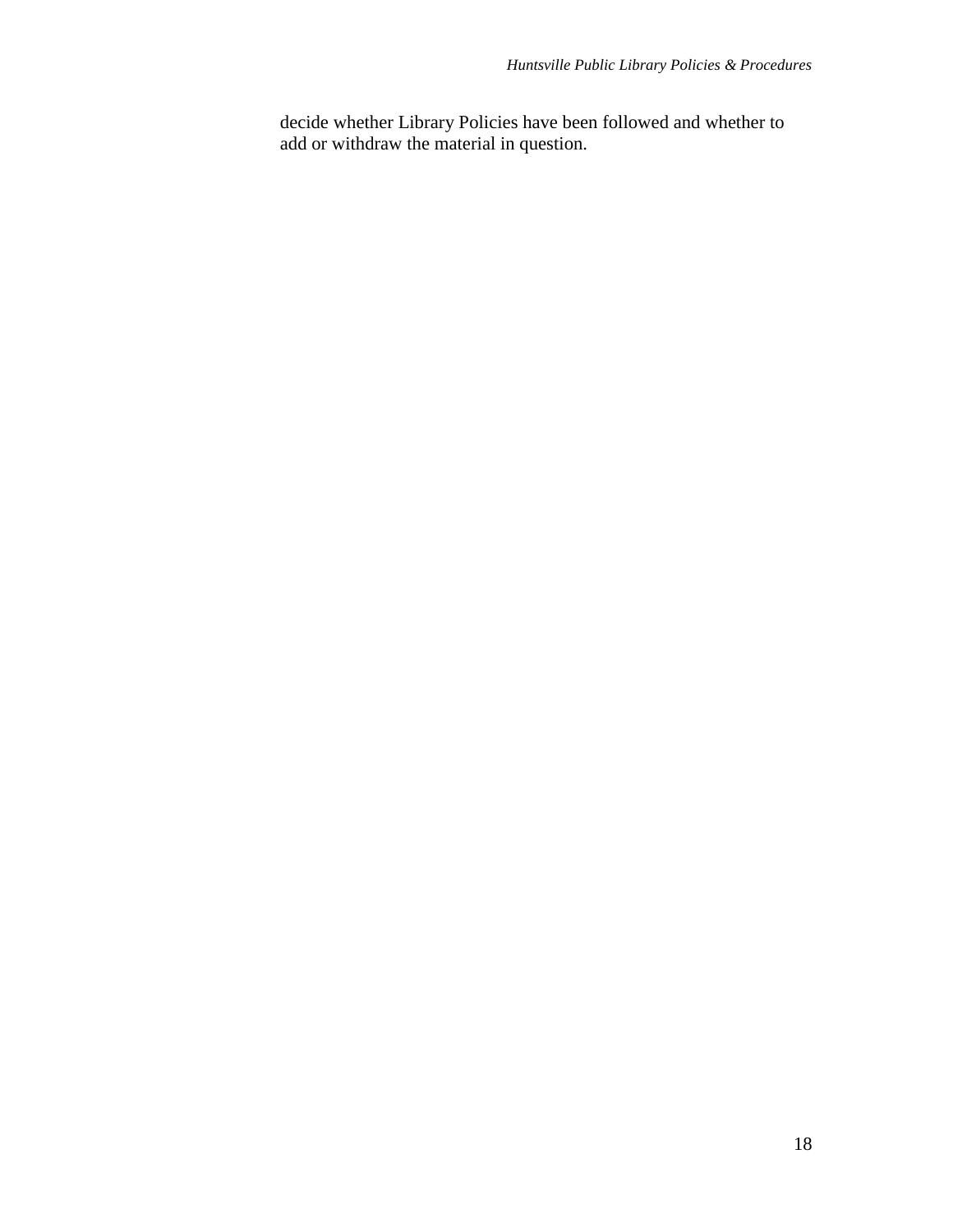decide whether Library Policies have been followed and whether to add or withdraw the material in question.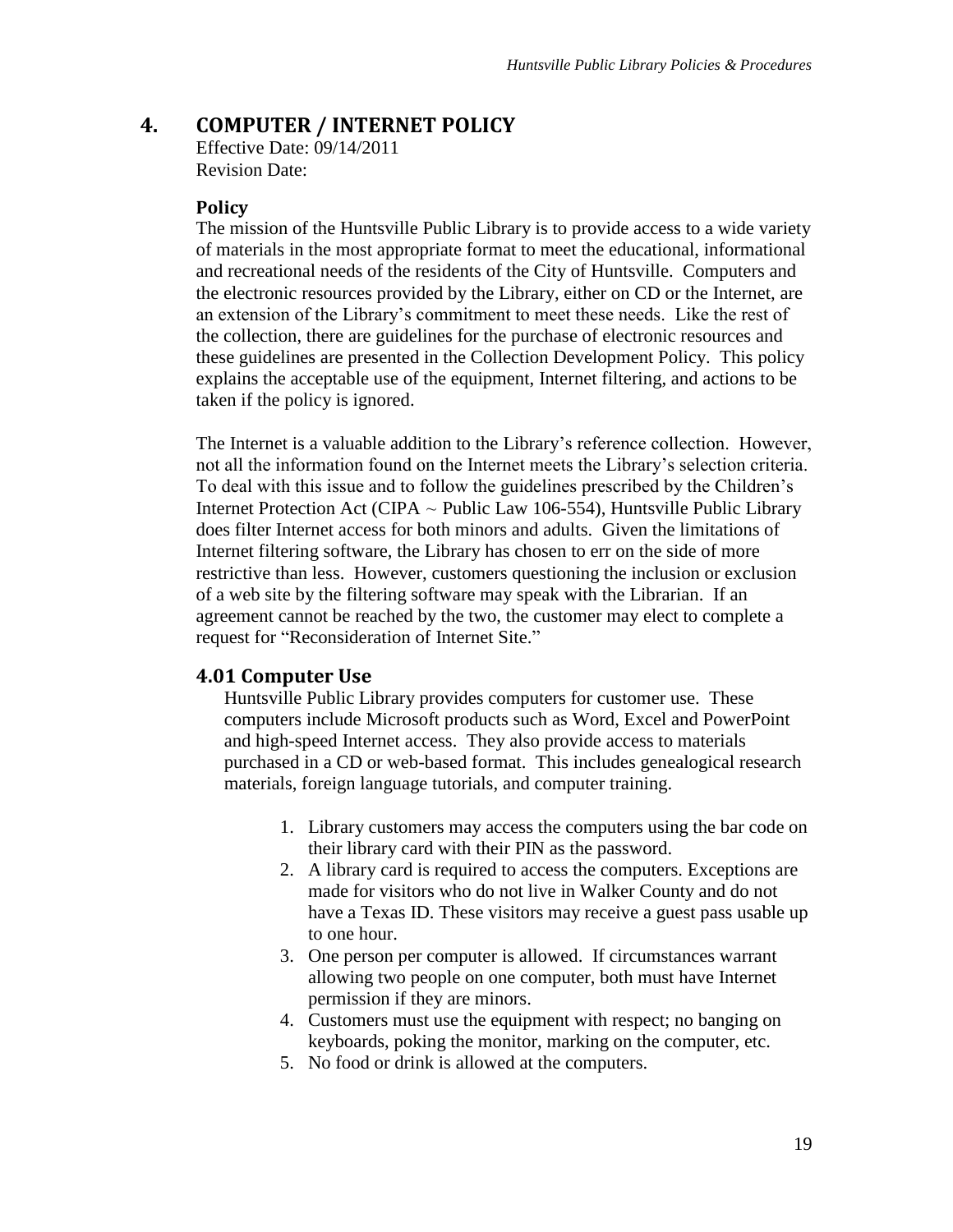# 4. COMPUTER / INTERNET POLICY

Effective Date: 09/14/2011
Revision Date:

### Policy

The mission of the Huntsville Public Library is to provide access to a wide variety of materials in the most appropriate format to meet the educational, informational and recreational needs of the residents of the City of Huntsville. Computers and the electronic resources provided by the Library, either on CD or the Internet, are an extension of the Library's commitment to meet these needs. Like the rest of the collection, there are guidelines for the purchase of electronic resources and these guidelines are presented in the Collection Development Policy. This policy explains the acceptable use of the equipment, Internet filtering, and actions to be taken if the policy is ignored.

The Internet is a valuable addition to the Library's reference collection. However, not all the information found on the Internet meets the Library's selection criteria. To deal with this issue and to follow the guidelines prescribed by the Children's Internet Protection Act (CIPA ~ Public Law 106-554), Huntsville Public Library does filter Internet access for both minors and adults. Given the limitations of Internet filtering software, the Library has chosen to err on the side of more restrictive than less. However, customers questioning the inclusion or exclusion of a web site by the filtering software may speak with the Librarian. If an agreement cannot be reached by the two, the customer may elect to complete a request for "Reconsideration of Internet Site."

## 4.01 Computer Use

Huntsville Public Library provides computers for customer use. These computers include Microsoft products such as Word, Excel and PowerPoint and high-speed Internet access. They also provide access to materials purchased in a CD or web-based format. This includes genealogical research materials, foreign language tutorials, and computer training.

1. Library customers may access the computers using the bar code on their library card with their PIN as the password.
2. A library card is required to access the computers. Exceptions are made for visitors who do not live in Walker County and do not have a Texas ID. These visitors may receive a guest pass usable up to one hour.
3. One person per computer is allowed. If circumstances warrant allowing two people on one computer, both must have Internet permission if they are minors.
4. Customers must use the equipment with respect; no banging on keyboards, poking the monitor, marking on the computer, etc.
5. No food or drink is allowed at the computers.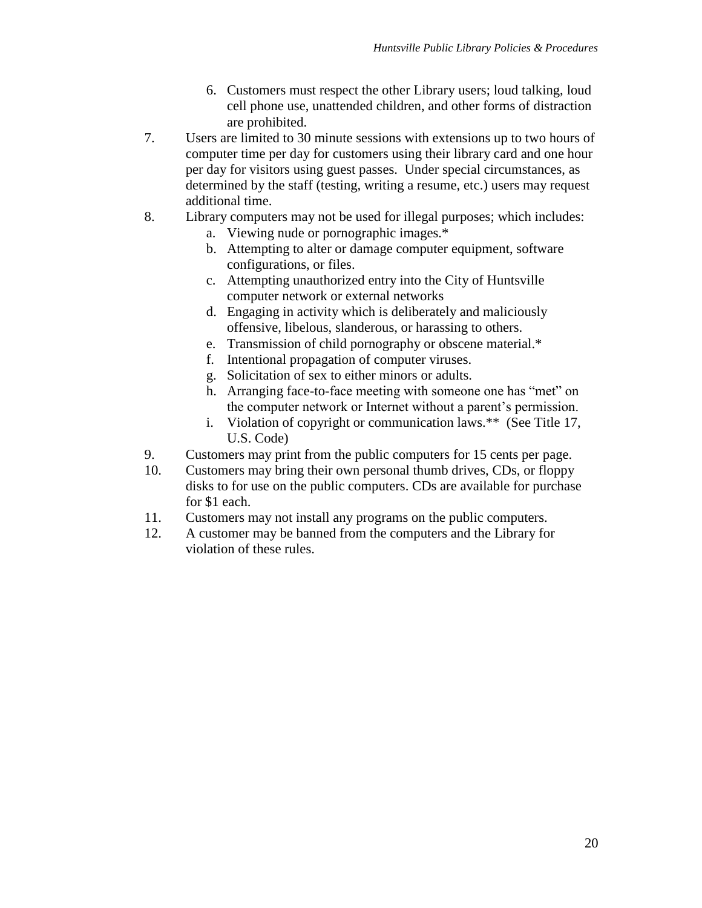6. Customers must respect the other Library users; loud talking, loud cell phone use, unattended children, and other forms of distraction are prohibited.

7. Users are limited to 30 minute sessions with extensions up to two hours of computer time per day for customers using their library card and one hour per day for visitors using guest passes. Under special circumstances, as determined by the staff (testing, writing a resume, etc.) users may request additional time.

8. Library computers may not be used for illegal purposes; which includes:
   a. Viewing nude or pornographic images.*
   b. Attempting to alter or damage computer equipment, software configurations, or files.
   c. Attempting unauthorized entry into the City of Huntsville computer network or external networks
   d. Engaging in activity which is deliberately and maliciously offensive, libelous, slanderous, or harassing to others.
   e. Transmission of child pornography or obscene material.*
   f. Intentional propagation of computer viruses.
   g. Solicitation of sex to either minors or adults.
   h. Arranging face-to-face meeting with someone one has "met" on the computer network or Internet without a parent's permission.
   i. Violation of copyright or communication laws.** (See Title 17, U.S. Code)

9. Customers may print from the public computers for 15 cents per page.

10. Customers may bring their own personal thumb drives, CDs, or floppy disks to for use on the public computers. CDs are available for purchase for $1 each.

11. Customers may not install any programs on the public computers.

12. A customer may be banned from the computers and the Library for violation of these rules.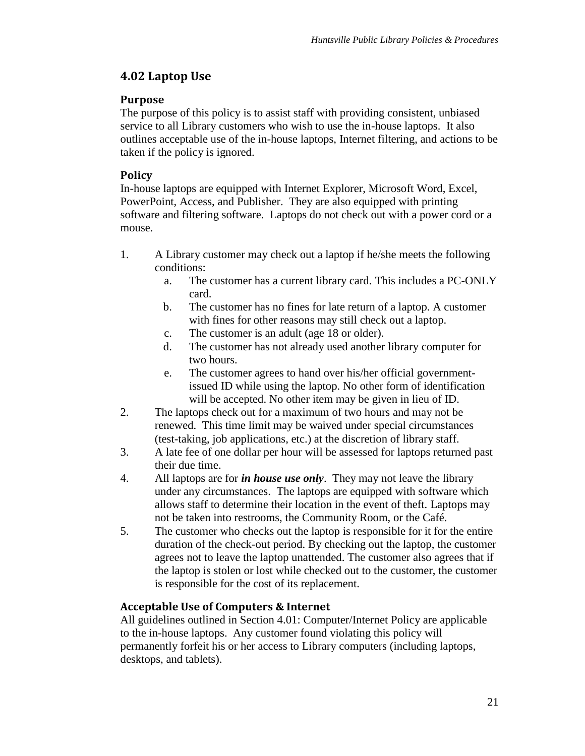## 4.02 Laptop Use

### Purpose

The purpose of this policy is to assist staff with providing consistent, unbiased service to all Library customers who wish to use the in-house laptops. It also outlines acceptable use of the in-house laptops, Internet filtering, and actions to be taken if the policy is ignored.

### Policy

In-house laptops are equipped with Internet Explorer, Microsoft Word, Excel, PowerPoint, Access, and Publisher. They are also equipped with printing software and filtering software. Laptops do not check out with a power cord or a mouse.

1. A Library customer may check out a laptop if he/she meets the following conditions:
   a. The customer has a current library card. This includes a PC-ONLY card.
   b. The customer has no fines for late return of a laptop. A customer with fines for other reasons may still check out a laptop.
   c. The customer is an adult (age 18 or older).
   d. The customer has not already used another library computer for two hours.
   e. The customer agrees to hand over his/her official government-issued ID while using the laptop. No other form of identification will be accepted. No other item may be given in lieu of ID.
2. The laptops check out for a maximum of two hours and may not be renewed. This time limit may be waived under special circumstances (test-taking, job applications, etc.) at the discretion of library staff.
3. A late fee of one dollar per hour will be assessed for laptops returned past their due time.
4. All laptops are for ***in house use only***. They may not leave the library under any circumstances. The laptops are equipped with software which allows staff to determine their location in the event of theft. Laptops may not be taken into restrooms, the Community Room, or the Café.
5. The customer who checks out the laptop is responsible for it for the entire duration of the check-out period. By checking out the laptop, the customer agrees not to leave the laptop unattended. The customer also agrees that if the laptop is stolen or lost while checked out to the customer, the customer is responsible for the cost of its replacement.

### Acceptable Use of Computers & Internet

All guidelines outlined in Section 4.01: Computer/Internet Policy are applicable to the in-house laptops. Any customer found violating this policy will permanently forfeit his or her access to Library computers (including laptops, desktops, and tablets).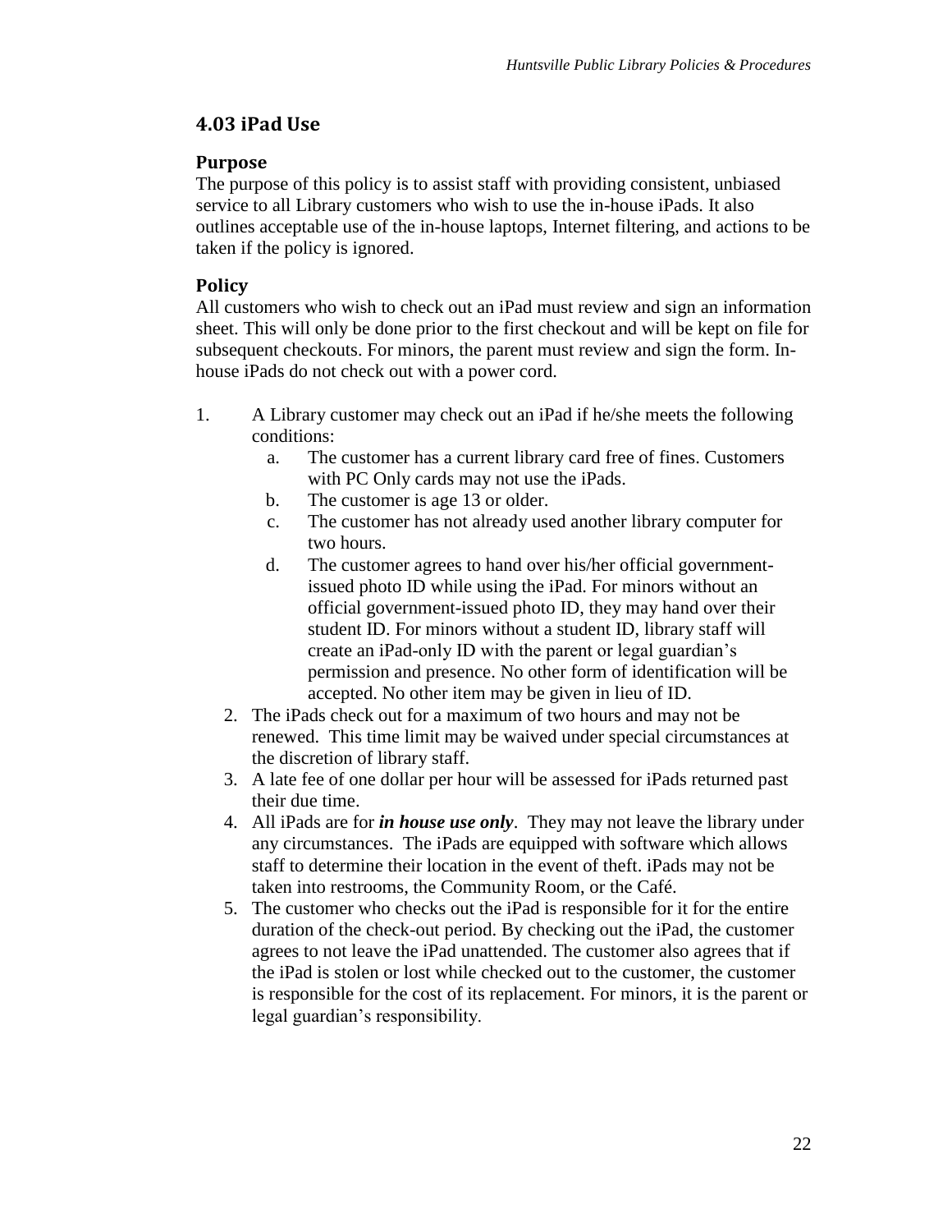## 4.03 iPad Use

### Purpose

The purpose of this policy is to assist staff with providing consistent, unbiased service to all Library customers who wish to use the in-house iPads. It also outlines acceptable use of the in-house laptops, Internet filtering, and actions to be taken if the policy is ignored.

### Policy

All customers who wish to check out an iPad must review and sign an information sheet. This will only be done prior to the first checkout and will be kept on file for subsequent checkouts. For minors, the parent must review and sign the form. In-house iPads do not check out with a power cord.

1. A Library customer may check out an iPad if he/she meets the following conditions:
   a. The customer has a current library card free of fines. Customers with PC Only cards may not use the iPads.
   b. The customer is age 13 or older.
   c. The customer has not already used another library computer for two hours.
   d. The customer agrees to hand over his/her official government-issued photo ID while using the iPad. For minors without an official government-issued photo ID, they may hand over their student ID. For minors without a student ID, library staff will create an iPad-only ID with the parent or legal guardian's permission and presence. No other form of identification will be accepted. No other item may be given in lieu of ID.
2. The iPads check out for a maximum of two hours and may not be renewed. This time limit may be waived under special circumstances at the discretion of library staff.
3. A late fee of one dollar per hour will be assessed for iPads returned past their due time.
4. All iPads are for ***in house use only***. They may not leave the library under any circumstances. The iPads are equipped with software which allows staff to determine their location in the event of theft. iPads may not be taken into restrooms, the Community Room, or the Café.
5. The customer who checks out the iPad is responsible for it for the entire duration of the check-out period. By checking out the iPad, the customer agrees to not leave the iPad unattended. The customer also agrees that if the iPad is stolen or lost while checked out to the customer, the customer is responsible for the cost of its replacement. For minors, it is the parent or legal guardian's responsibility.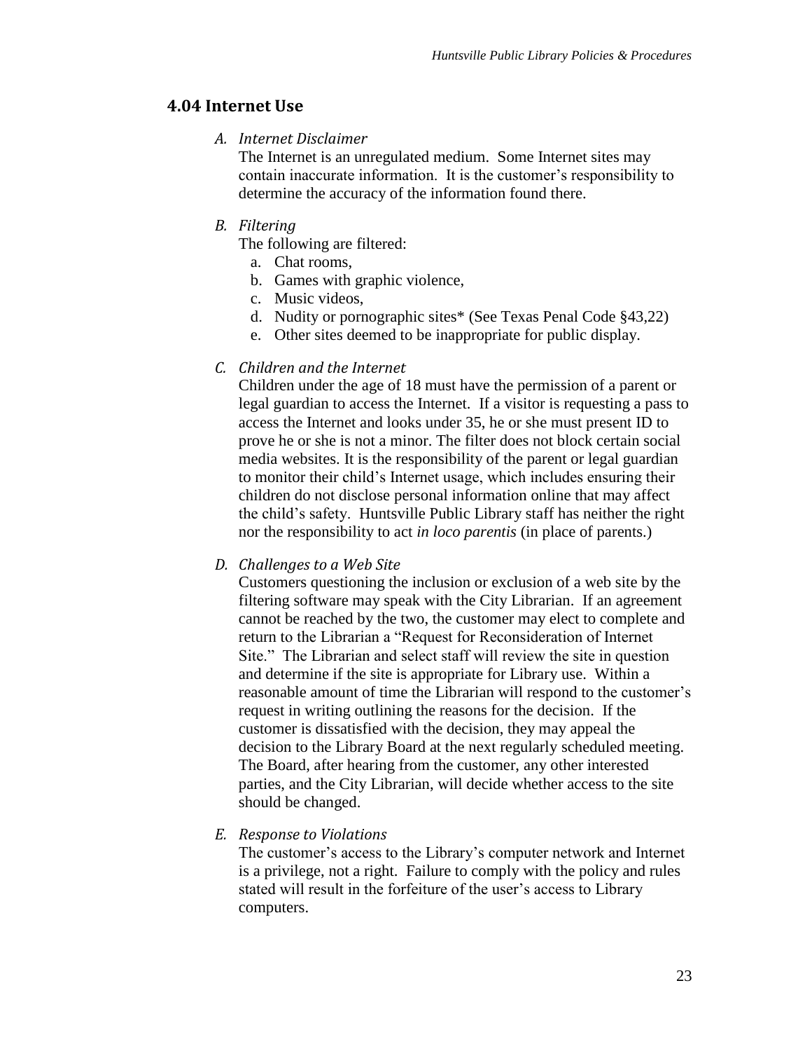## 4.04 Internet Use

A. *Internet Disclaimer*

The Internet is an unregulated medium. Some Internet sites may contain inaccurate information. It is the customer's responsibility to determine the accuracy of the information found there.

B. *Filtering*

The following are filtered:

a. Chat rooms,
b. Games with graphic violence,
c. Music videos,
d. Nudity or pornographic sites* (See Texas Penal Code §43,22)
e. Other sites deemed to be inappropriate for public display.

C. *Children and the Internet*

Children under the age of 18 must have the permission of a parent or legal guardian to access the Internet. If a visitor is requesting a pass to access the Internet and looks under 35, he or she must present ID to prove he or she is not a minor. The filter does not block certain social media websites. It is the responsibility of the parent or legal guardian to monitor their child's Internet usage, which includes ensuring their children do not disclose personal information online that may affect the child's safety. Huntsville Public Library staff has neither the right nor the responsibility to act *in loco parentis* (in place of parents.)

D. *Challenges to a Web Site*

Customers questioning the inclusion or exclusion of a web site by the filtering software may speak with the City Librarian. If an agreement cannot be reached by the two, the customer may elect to complete and return to the Librarian a "Request for Reconsideration of Internet Site." The Librarian and select staff will review the site in question and determine if the site is appropriate for Library use. Within a reasonable amount of time the Librarian will respond to the customer's request in writing outlining the reasons for the decision. If the customer is dissatisfied with the decision, they may appeal the decision to the Library Board at the next regularly scheduled meeting. The Board, after hearing from the customer, any other interested parties, and the City Librarian, will decide whether access to the site should be changed.

E. *Response to Violations*

The customer's access to the Library's computer network and Internet is a privilege, not a right. Failure to comply with the policy and rules stated will result in the forfeiture of the user's access to Library computers.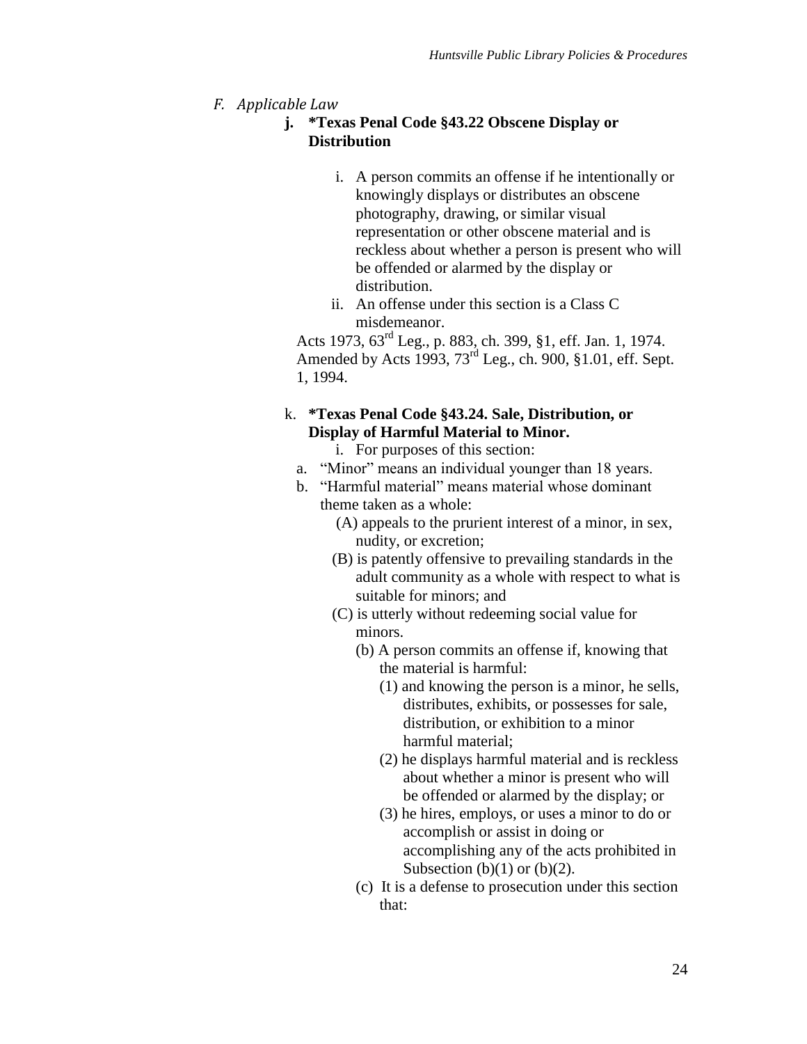## *F. Applicable Law*

### j. **\*Texas Penal Code §43.22 Obscene Display or Distribution**

i. A person commits an offense if he intentionally or knowingly displays or distributes an obscene photography, drawing, or similar visual representation or other obscene material and is reckless about whether a person is present who will be offended or alarmed by the display or distribution.

ii. An offense under this section is a Class C misdemeanor.

Acts 1973, 63rd Leg., p. 883, ch. 399, §1, eff. Jan. 1, 1974. Amended by Acts 1993, 73rd Leg., ch. 900, §1.01, eff. Sept. 1, 1994.

### k. **\*Texas Penal Code §43.24. Sale, Distribution, or Display of Harmful Material to Minor.**

i. For purposes of this section:

a. "Minor" means an individual younger than 18 years.

b. "Harmful material" means material whose dominant theme taken as a whole:

(A) appeals to the prurient interest of a minor, in sex, nudity, or excretion;

(B) is patently offensive to prevailing standards in the adult community as a whole with respect to what is suitable for minors; and

(C) is utterly without redeeming social value for minors.

(b) A person commits an offense if, knowing that the material is harmful:

(1) and knowing the person is a minor, he sells, distributes, exhibits, or possesses for sale, distribution, or exhibition to a minor harmful material;

(2) he displays harmful material and is reckless about whether a minor is present who will be offended or alarmed by the display; or

(3) he hires, employs, or uses a minor to do or accomplish or assist in doing or accomplishing any of the acts prohibited in Subsection (b)(1) or (b)(2).

(c) It is a defense to prosecution under this section that: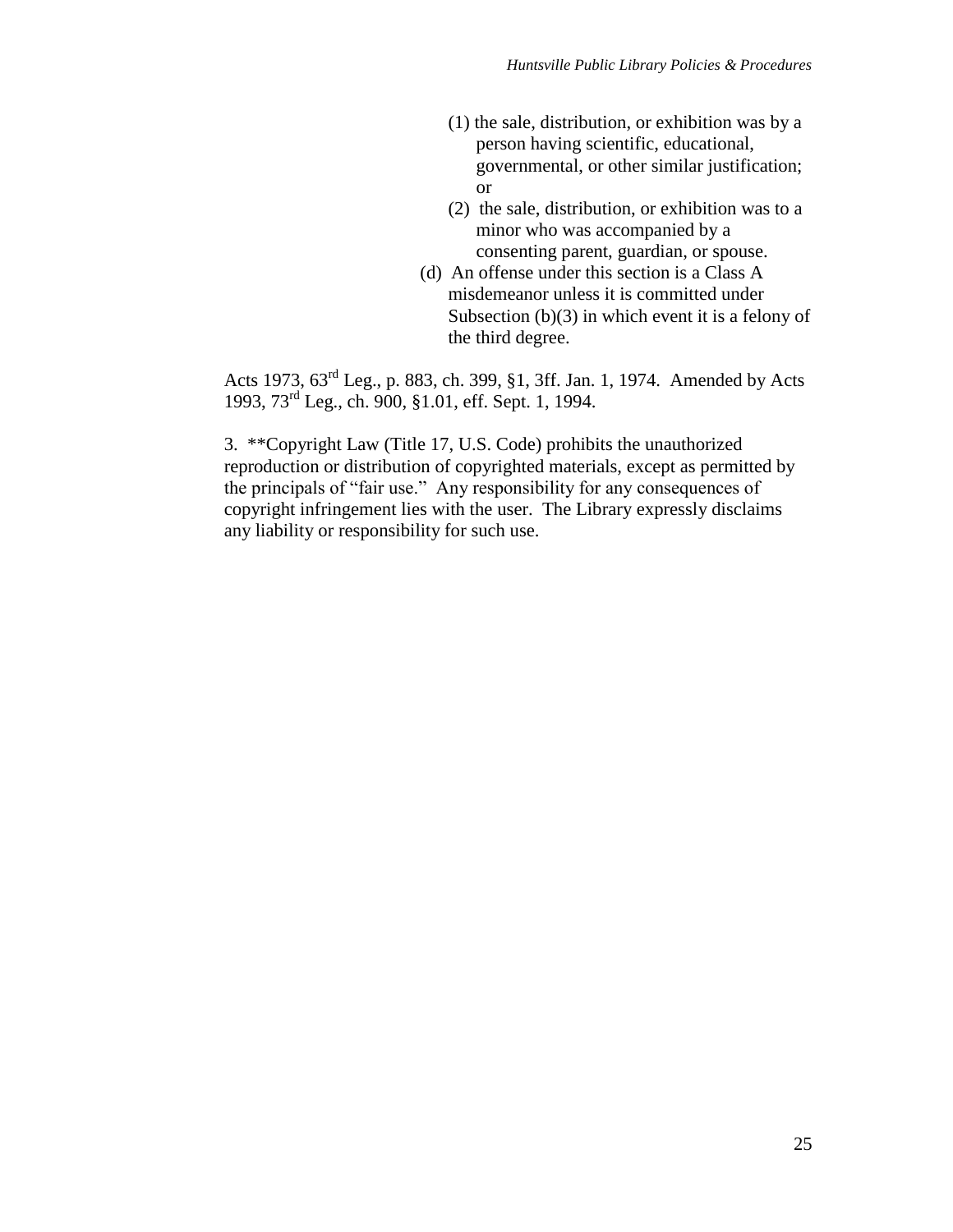(1) the sale, distribution, or exhibition was by a person having scientific, educational, governmental, or other similar justification; or

(2) the sale, distribution, or exhibition was to a minor who was accompanied by a consenting parent, guardian, or spouse.

(d) An offense under this section is a Class A misdemeanor unless it is committed under Subsection (b)(3) in which event it is a felony of the third degree.

Acts 1973, 63rd Leg., p. 883, ch. 399, §1, 3ff. Jan. 1, 1974. Amended by Acts 1993, 73rd Leg., ch. 900, §1.01, eff. Sept. 1, 1994.

3. **Copyright Law (Title 17, U.S. Code) prohibits the unauthorized reproduction or distribution of copyrighted materials, except as permitted by the principals of "fair use." Any responsibility for any consequences of copyright infringement lies with the user. The Library expressly disclaims any liability or responsibility for such use.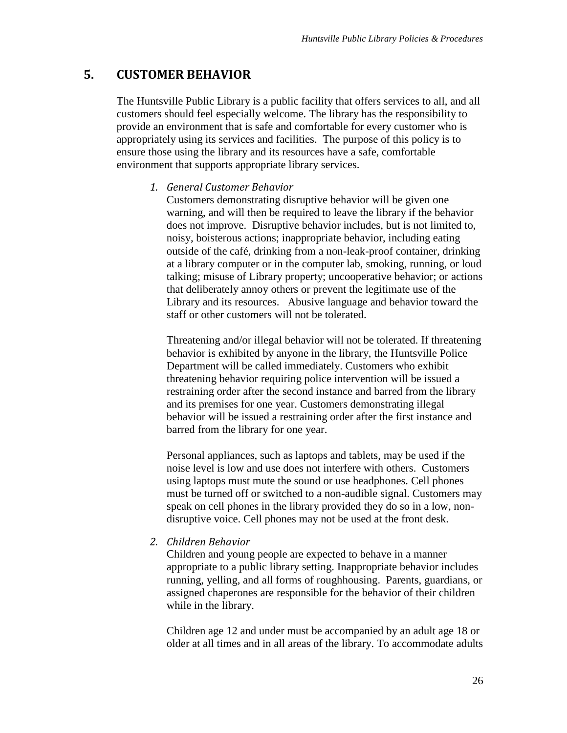## 5. CUSTOMER BEHAVIOR

The Huntsville Public Library is a public facility that offers services to all, and all customers should feel especially welcome. The library has the responsibility to provide an environment that is safe and comfortable for every customer who is appropriately using its services and facilities. The purpose of this policy is to ensure those using the library and its resources have a safe, comfortable environment that supports appropriate library services.

1. *General Customer Behavior*

   Customers demonstrating disruptive behavior will be given one warning, and will then be required to leave the library if the behavior does not improve. Disruptive behavior includes, but is not limited to, noisy, boisterous actions; inappropriate behavior, including eating outside of the café, drinking from a non-leak-proof container, drinking at a library computer or in the computer lab, smoking, running, or loud talking; misuse of Library property; uncooperative behavior; or actions that deliberately annoy others or prevent the legitimate use of the Library and its resources. Abusive language and behavior toward the staff or other customers will not be tolerated.

   Threatening and/or illegal behavior will not be tolerated. If threatening behavior is exhibited by anyone in the library, the Huntsville Police Department will be called immediately. Customers who exhibit threatening behavior requiring police intervention will be issued a restraining order after the second instance and barred from the library and its premises for one year. Customers demonstrating illegal behavior will be issued a restraining order after the first instance and barred from the library for one year.

   Personal appliances, such as laptops and tablets, may be used if the noise level is low and use does not interfere with others. Customers using laptops must mute the sound or use headphones. Cell phones must be turned off or switched to a non-audible signal. Customers may speak on cell phones in the library provided they do so in a low, non-disruptive voice. Cell phones may not be used at the front desk.

2. *Children Behavior*

   Children and young people are expected to behave in a manner appropriate to a public library setting. Inappropriate behavior includes running, yelling, and all forms of roughhousing. Parents, guardians, or assigned chaperones are responsible for the behavior of their children while in the library.

   Children age 12 and under must be accompanied by an adult age 18 or older at all times and in all areas of the library. To accommodate adults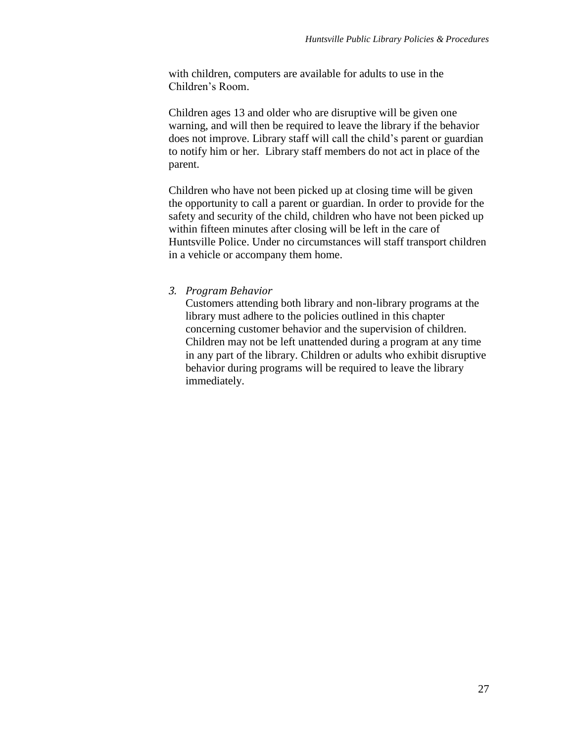with children, computers are available for adults to use in the Children's Room.

Children ages 13 and older who are disruptive will be given one warning, and will then be required to leave the library if the behavior does not improve. Library staff will call the child's parent or guardian to notify him or her.  Library staff members do not act in place of the parent.

Children who have not been picked up at closing time will be given the opportunity to call a parent or guardian. In order to provide for the safety and security of the child, children who have not been picked up within fifteen minutes after closing will be left in the care of Huntsville Police. Under no circumstances will staff transport children in a vehicle or accompany them home.

3. *Program Behavior*

   Customers attending both library and non-library programs at the library must adhere to the policies outlined in this chapter concerning customer behavior and the supervision of children. Children may not be left unattended during a program at any time in any part of the library. Children or adults who exhibit disruptive behavior during programs will be required to leave the library immediately.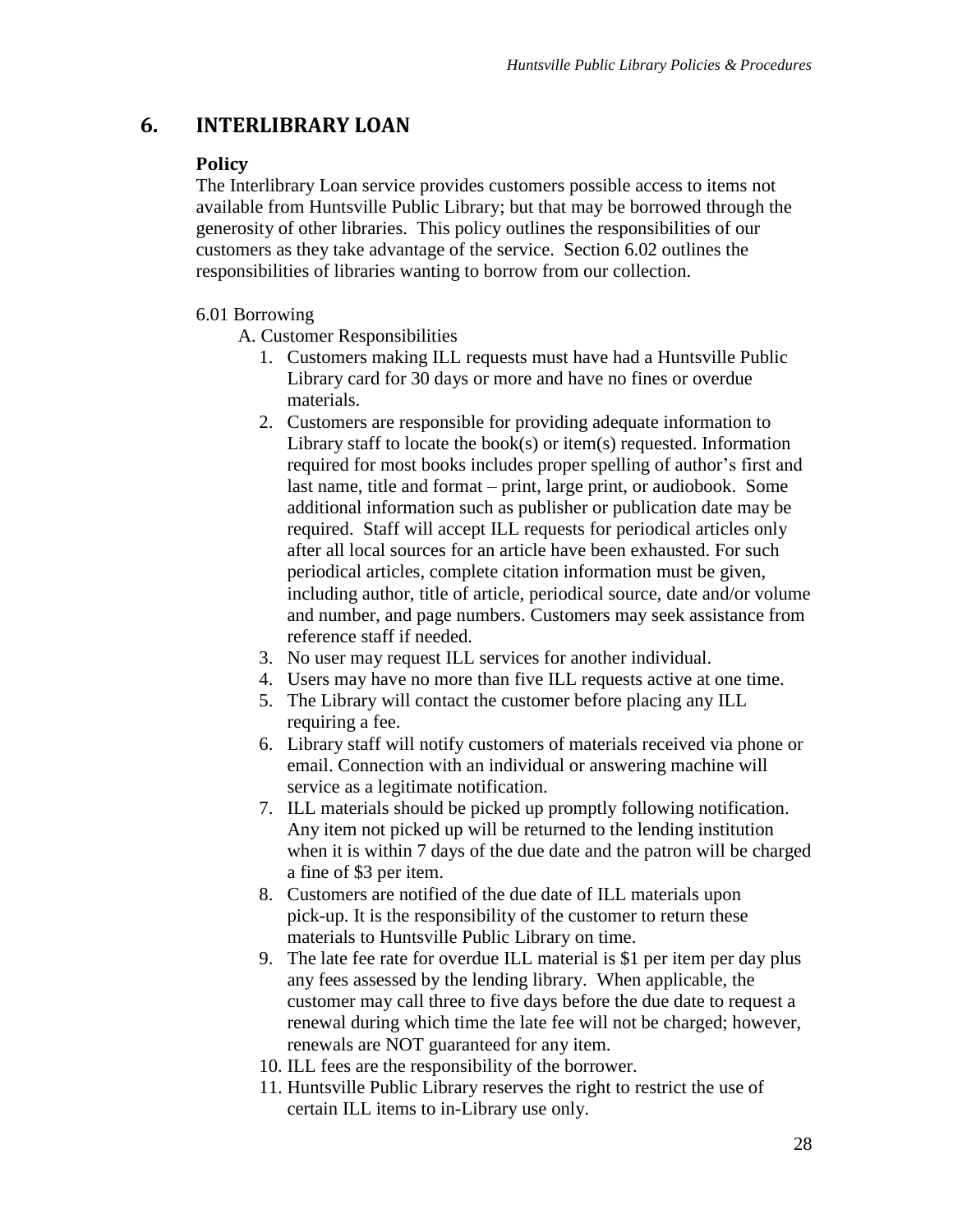# 6. INTERLIBRARY LOAN

### Policy

The Interlibrary Loan service provides customers possible access to items not available from Huntsville Public Library; but that may be borrowed through the generosity of other libraries. This policy outlines the responsibilities of our customers as they take advantage of the service. Section 6.02 outlines the responsibilities of libraries wanting to borrow from our collection.

6.01 Borrowing

A. Customer Responsibilities

1. Customers making ILL requests must have had a Huntsville Public Library card for 30 days or more and have no fines or overdue materials.
2. Customers are responsible for providing adequate information to Library staff to locate the book(s) or item(s) requested. Information required for most books includes proper spelling of author's first and last name, title and format – print, large print, or audiobook. Some additional information such as publisher or publication date may be required. Staff will accept ILL requests for periodical articles only after all local sources for an article have been exhausted. For such periodical articles, complete citation information must be given, including author, title of article, periodical source, date and/or volume and number, and page numbers. Customers may seek assistance from reference staff if needed.
3. No user may request ILL services for another individual.
4. Users may have no more than five ILL requests active at one time.
5. The Library will contact the customer before placing any ILL requiring a fee.
6. Library staff will notify customers of materials received via phone or email. Connection with an individual or answering machine will service as a legitimate notification.
7. ILL materials should be picked up promptly following notification. Any item not picked up will be returned to the lending institution when it is within 7 days of the due date and the patron will be charged a fine of $3 per item.
8. Customers are notified of the due date of ILL materials upon pick-up. It is the responsibility of the customer to return these materials to Huntsville Public Library on time.
9. The late fee rate for overdue ILL material is $1 per item per day plus any fees assessed by the lending library. When applicable, the customer may call three to five days before the due date to request a renewal during which time the late fee will not be charged; however, renewals are NOT guaranteed for any item.
10. ILL fees are the responsibility of the borrower.
11. Huntsville Public Library reserves the right to restrict the use of certain ILL items to in-Library use only.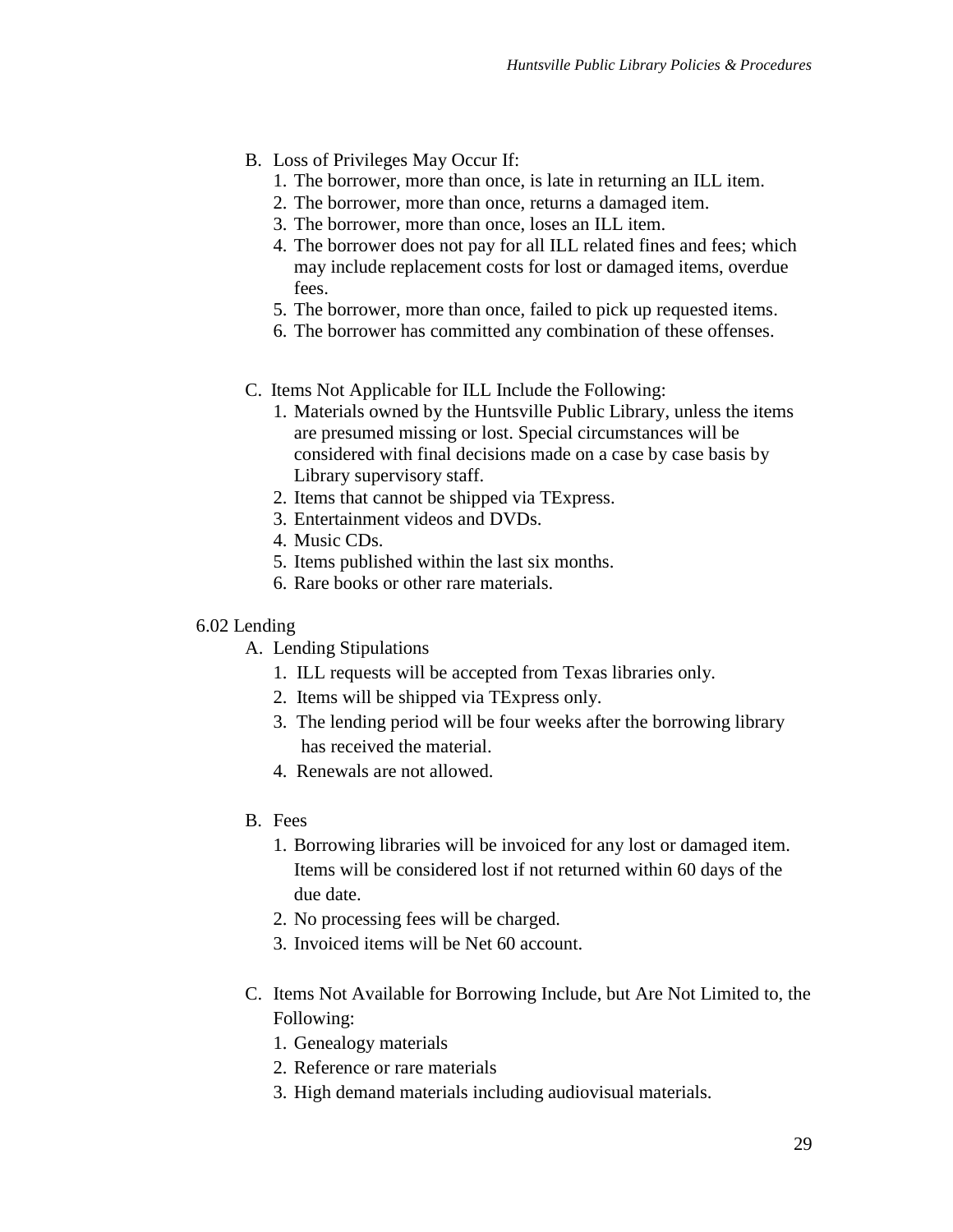B. Loss of Privileges May Occur If:
   1. The borrower, more than once, is late in returning an ILL item.
   2. The borrower, more than once, returns a damaged item.
   3. The borrower, more than once, loses an ILL item.
   4. The borrower does not pay for all ILL related fines and fees; which may include replacement costs for lost or damaged items, overdue fees.
   5. The borrower, more than once, failed to pick up requested items.
   6. The borrower has committed any combination of these offenses.

C. Items Not Applicable for ILL Include the Following:
   1. Materials owned by the Huntsville Public Library, unless the items are presumed missing or lost. Special circumstances will be considered with final decisions made on a case by case basis by Library supervisory staff.
   2. Items that cannot be shipped via TExpress.
   3. Entertainment videos and DVDs.
   4. Music CDs.
   5. Items published within the last six months.
   6. Rare books or other rare materials.

6.02 Lending

A. Lending Stipulations
   1. ILL requests will be accepted from Texas libraries only.
   2. Items will be shipped via TExpress only.
   3. The lending period will be four weeks after the borrowing library has received the material.
   4. Renewals are not allowed.

B. Fees
   1. Borrowing libraries will be invoiced for any lost or damaged item. Items will be considered lost if not returned within 60 days of the due date.
   2. No processing fees will be charged.
   3. Invoiced items will be Net 60 account.

C. Items Not Available for Borrowing Include, but Are Not Limited to, the Following:
   1. Genealogy materials
   2. Reference or rare materials
   3. High demand materials including audiovisual materials.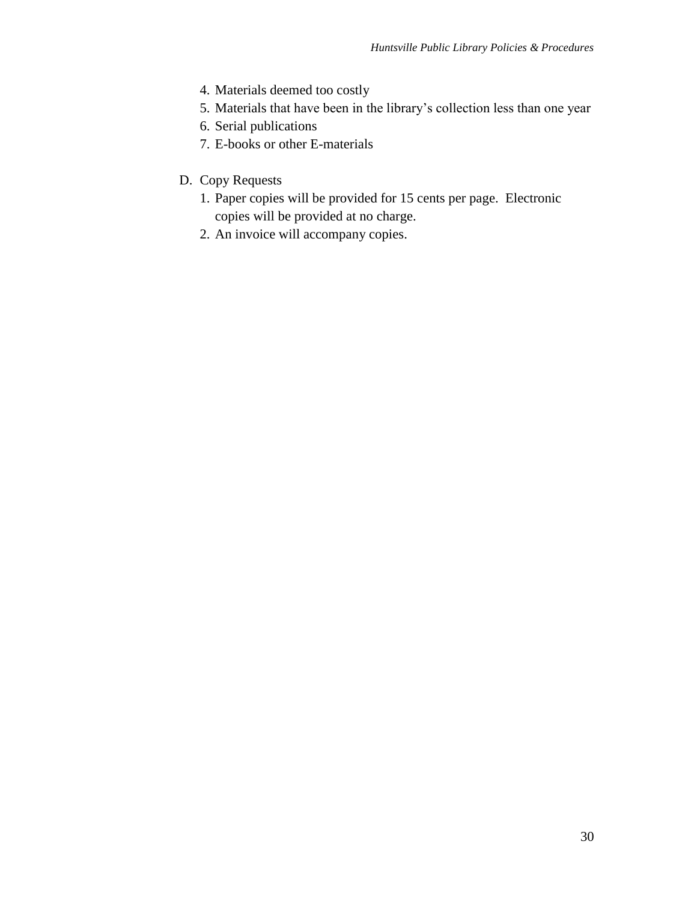4. Materials deemed too costly
5. Materials that have been in the library's collection less than one year
6. Serial publications
7. E-books or other E-materials

D. Copy Requests

1. Paper copies will be provided for 15 cents per page. Electronic copies will be provided at no charge.
2. An invoice will accompany copies.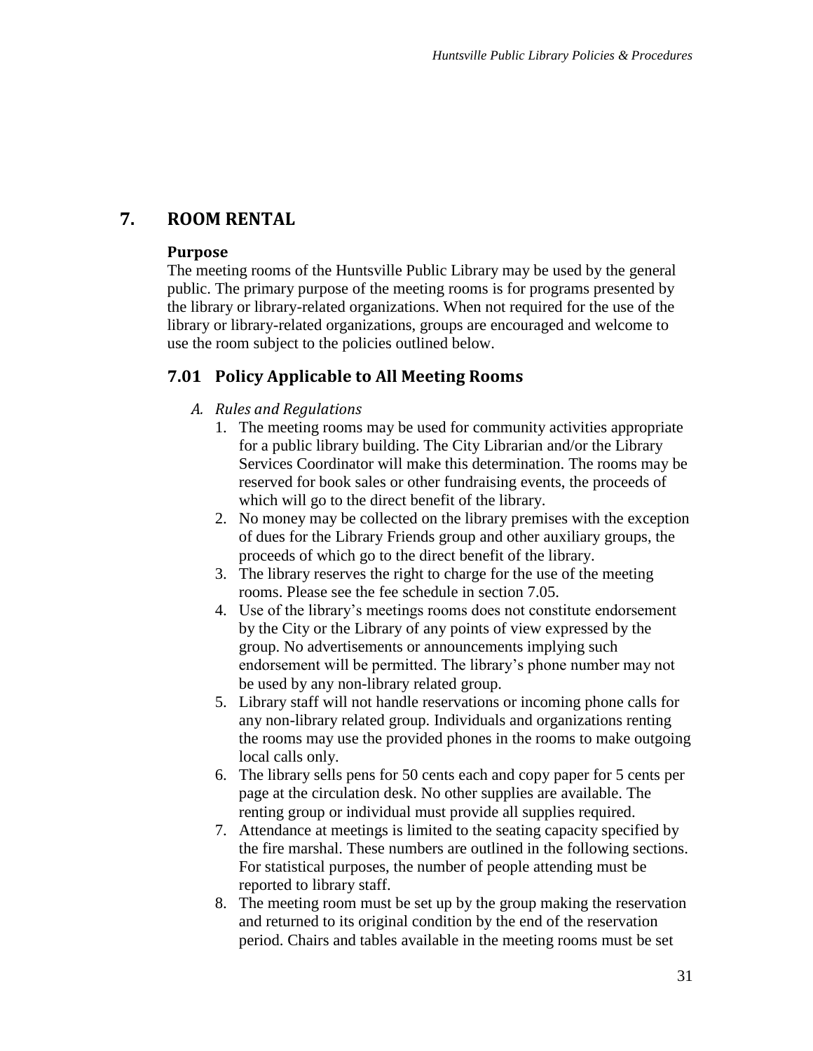# 7. ROOM RENTAL

**Purpose**

The meeting rooms of the Huntsville Public Library may be used by the general public. The primary purpose of the meeting rooms is for programs presented by the library or library-related organizations. When not required for the use of the library or library-related organizations, groups are encouraged and welcome to use the room subject to the policies outlined below.

## 7.01 Policy Applicable to All Meeting Rooms

*A. Rules and Regulations*

1. The meeting rooms may be used for community activities appropriate for a public library building. The City Librarian and/or the Library Services Coordinator will make this determination. The rooms may be reserved for book sales or other fundraising events, the proceeds of which will go to the direct benefit of the library.
2. No money may be collected on the library premises with the exception of dues for the Library Friends group and other auxiliary groups, the proceeds of which go to the direct benefit of the library.
3. The library reserves the right to charge for the use of the meeting rooms. Please see the fee schedule in section 7.05.
4. Use of the library's meetings rooms does not constitute endorsement by the City or the Library of any points of view expressed by the group. No advertisements or announcements implying such endorsement will be permitted. The library's phone number may not be used by any non-library related group.
5. Library staff will not handle reservations or incoming phone calls for any non-library related group. Individuals and organizations renting the rooms may use the provided phones in the rooms to make outgoing local calls only.
6. The library sells pens for 50 cents each and copy paper for 5 cents per page at the circulation desk. No other supplies are available. The renting group or individual must provide all supplies required.
7. Attendance at meetings is limited to the seating capacity specified by the fire marshal. These numbers are outlined in the following sections. For statistical purposes, the number of people attending must be reported to library staff.
8. The meeting room must be set up by the group making the reservation and returned to its original condition by the end of the reservation period. Chairs and tables available in the meeting rooms must be set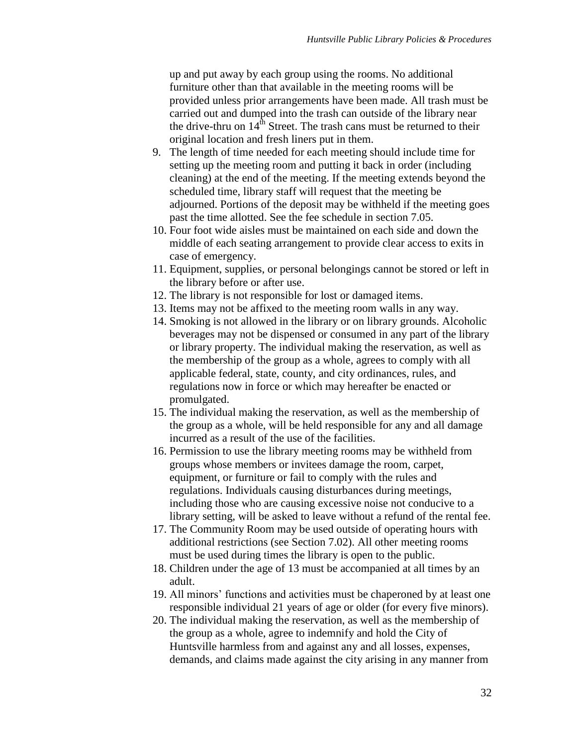up and put away by each group using the rooms. No additional furniture other than that available in the meeting rooms will be provided unless prior arrangements have been made. All trash must be carried out and dumped into the trash can outside of the library near the drive-thru on 14th Street. The trash cans must be returned to their original location and fresh liners put in them.

9. The length of time needed for each meeting should include time for setting up the meeting room and putting it back in order (including cleaning) at the end of the meeting. If the meeting extends beyond the scheduled time, library staff will request that the meeting be adjourned. Portions of the deposit may be withheld if the meeting goes past the time allotted. See the fee schedule in section 7.05.
10. Four foot wide aisles must be maintained on each side and down the middle of each seating arrangement to provide clear access to exits in case of emergency.
11. Equipment, supplies, or personal belongings cannot be stored or left in the library before or after use.
12. The library is not responsible for lost or damaged items.
13. Items may not be affixed to the meeting room walls in any way.
14. Smoking is not allowed in the library or on library grounds. Alcoholic beverages may not be dispensed or consumed in any part of the library or library property. The individual making the reservation, as well as the membership of the group as a whole, agrees to comply with all applicable federal, state, county, and city ordinances, rules, and regulations now in force or which may hereafter be enacted or promulgated.
15. The individual making the reservation, as well as the membership of the group as a whole, will be held responsible for any and all damage incurred as a result of the use of the facilities.
16. Permission to use the library meeting rooms may be withheld from groups whose members or invitees damage the room, carpet, equipment, or furniture or fail to comply with the rules and regulations. Individuals causing disturbances during meetings, including those who are causing excessive noise not conducive to a library setting, will be asked to leave without a refund of the rental fee.
17. The Community Room may be used outside of operating hours with additional restrictions (see Section 7.02). All other meeting rooms must be used during times the library is open to the public.
18. Children under the age of 13 must be accompanied at all times by an adult.
19. All minors' functions and activities must be chaperoned by at least one responsible individual 21 years of age or older (for every five minors).
20. The individual making the reservation, as well as the membership of the group as a whole, agree to indemnify and hold the City of Huntsville harmless from and against any and all losses, expenses, demands, and claims made against the city arising in any manner from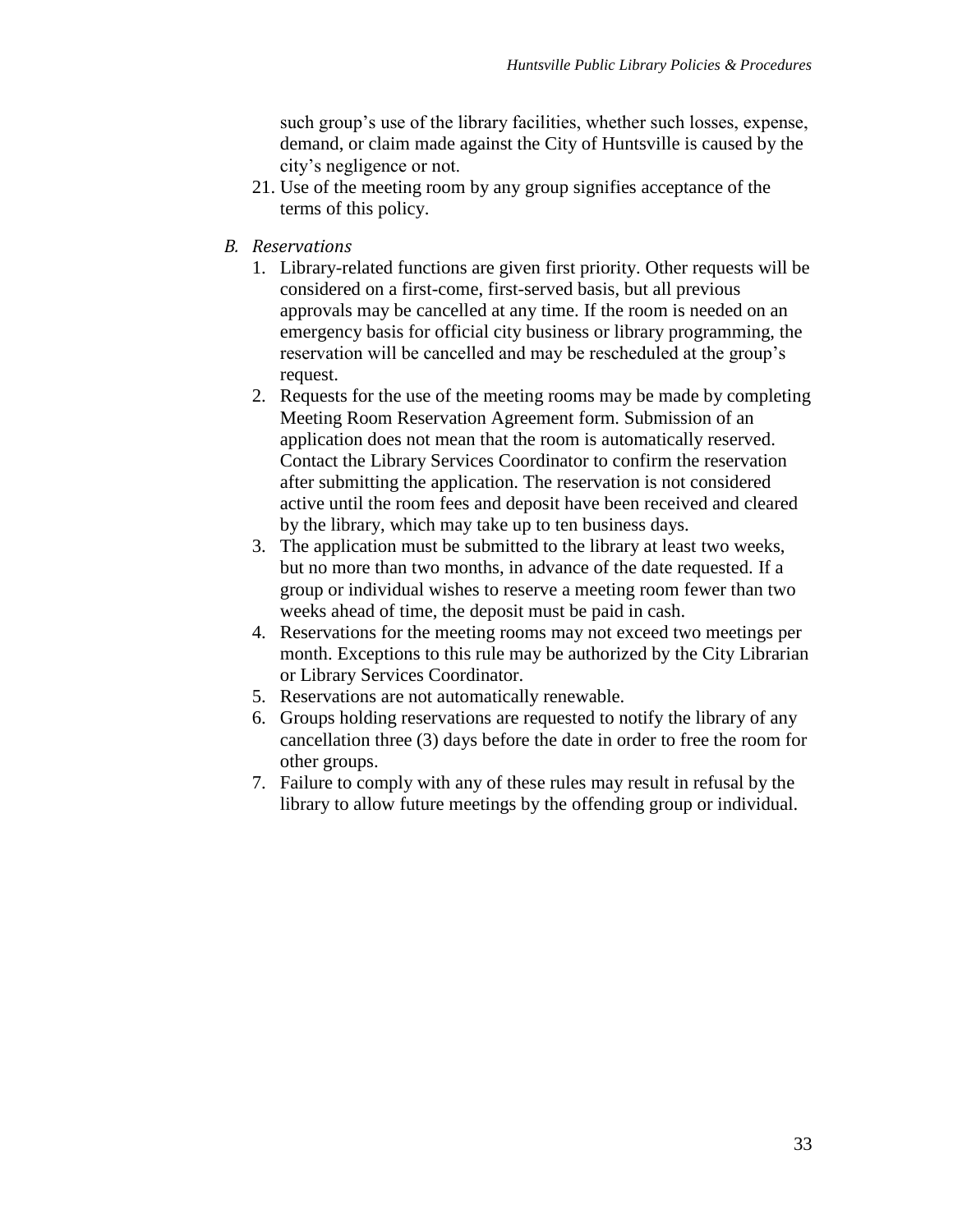such group's use of the library facilities, whether such losses, expense, demand, or claim made against the City of Huntsville is caused by the city's negligence or not.

21. Use of the meeting room by any group signifies acceptance of the terms of this policy.

### *B. Reservations*

1. Library-related functions are given first priority. Other requests will be considered on a first-come, first-served basis, but all previous approvals may be cancelled at any time. If the room is needed on an emergency basis for official city business or library programming, the reservation will be cancelled and may be rescheduled at the group's request.
2. Requests for the use of the meeting rooms may be made by completing Meeting Room Reservation Agreement form. Submission of an application does not mean that the room is automatically reserved. Contact the Library Services Coordinator to confirm the reservation after submitting the application. The reservation is not considered active until the room fees and deposit have been received and cleared by the library, which may take up to ten business days.
3. The application must be submitted to the library at least two weeks, but no more than two months, in advance of the date requested. If a group or individual wishes to reserve a meeting room fewer than two weeks ahead of time, the deposit must be paid in cash.
4. Reservations for the meeting rooms may not exceed two meetings per month. Exceptions to this rule may be authorized by the City Librarian or Library Services Coordinator.
5. Reservations are not automatically renewable.
6. Groups holding reservations are requested to notify the library of any cancellation three (3) days before the date in order to free the room for other groups.
7. Failure to comply with any of these rules may result in refusal by the library to allow future meetings by the offending group or individual.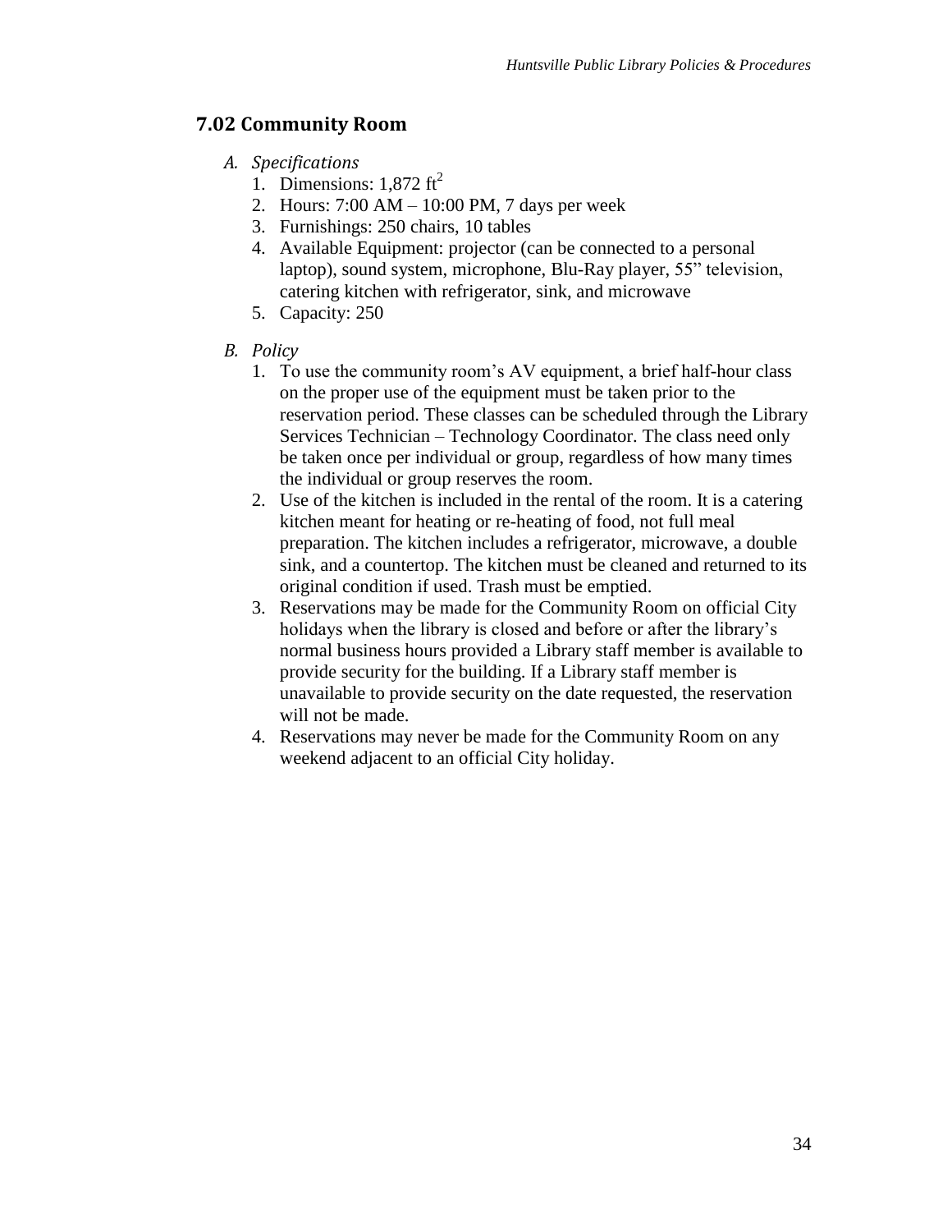## 7.02 Community Room

A. *Specifications*
   1. Dimensions: 1,872 $ft^2$
   2. Hours: 7:00 AM – 10:00 PM, 7 days per week
   3. Furnishings: 250 chairs, 10 tables
   4. Available Equipment: projector (can be connected to a personal laptop), sound system, microphone, Blu-Ray player, 55" television, catering kitchen with refrigerator, sink, and microwave
   5. Capacity: 250

B. *Policy*
   1. To use the community room's AV equipment, a brief half-hour class on the proper use of the equipment must be taken prior to the reservation period. These classes can be scheduled through the Library Services Technician – Technology Coordinator. The class need only be taken once per individual or group, regardless of how many times the individual or group reserves the room.
   2. Use of the kitchen is included in the rental of the room. It is a catering kitchen meant for heating or re-heating of food, not full meal preparation. The kitchen includes a refrigerator, microwave, a double sink, and a countertop. The kitchen must be cleaned and returned to its original condition if used. Trash must be emptied.
   3. Reservations may be made for the Community Room on official City holidays when the library is closed and before or after the library's normal business hours provided a Library staff member is available to provide security for the building. If a Library staff member is unavailable to provide security on the date requested, the reservation will not be made.
   4. Reservations may never be made for the Community Room on any weekend adjacent to an official City holiday.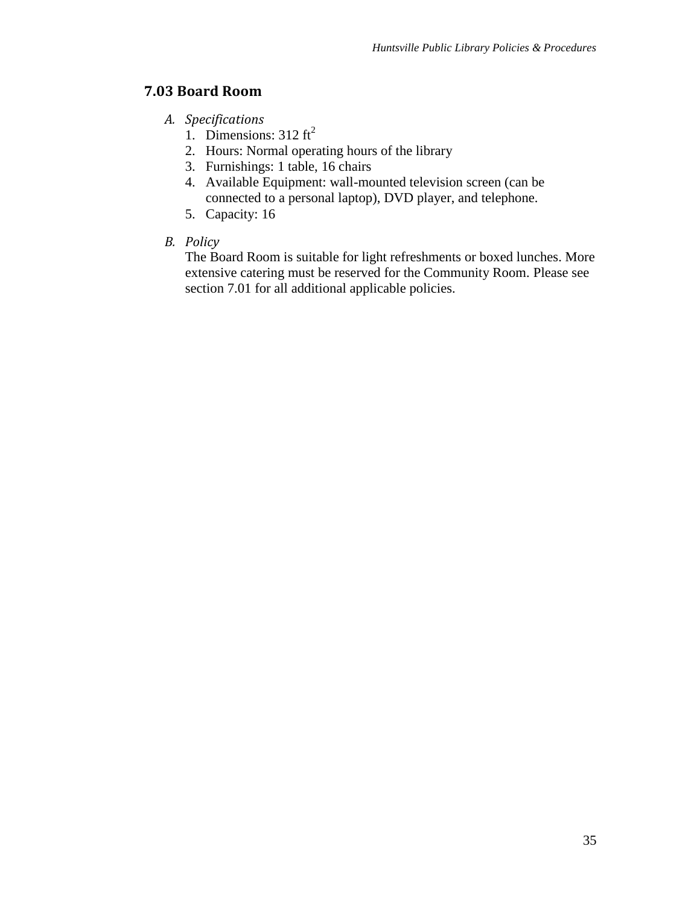## 7.03 Board Room

A. *Specifications*
   1. Dimensions: 312 $ft^2$
   2. Hours: Normal operating hours of the library
   3. Furnishings: 1 table, 16 chairs
   4. Available Equipment: wall-mounted television screen (can be connected to a personal laptop), DVD player, and telephone.
   5. Capacity: 16

B. *Policy*
   The Board Room is suitable for light refreshments or boxed lunches. More extensive catering must be reserved for the Community Room. Please see section 7.01 for all additional applicable policies.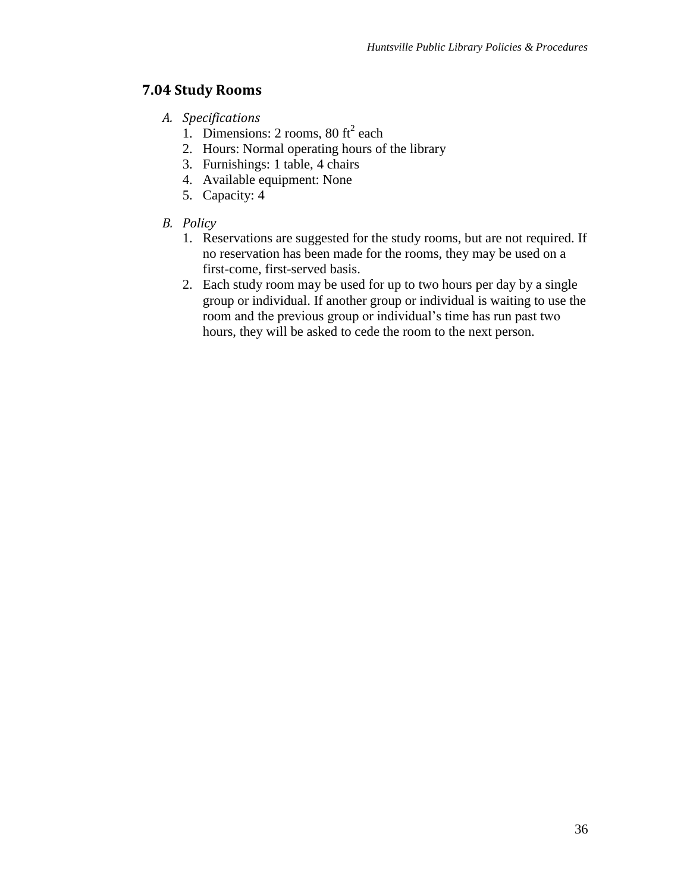## 7.04 Study Rooms

A. *Specifications*
   1. Dimensions: 2 rooms, 80 $ft^2$ each
   2. Hours: Normal operating hours of the library
   3. Furnishings: 1 table, 4 chairs
   4. Available equipment: None
   5. Capacity: 4

B. *Policy*
   1. Reservations are suggested for the study rooms, but are not required. If no reservation has been made for the rooms, they may be used on a first-come, first-served basis.
   2. Each study room may be used for up to two hours per day by a single group or individual. If another group or individual is waiting to use the room and the previous group or individual's time has run past two hours, they will be asked to cede the room to the next person.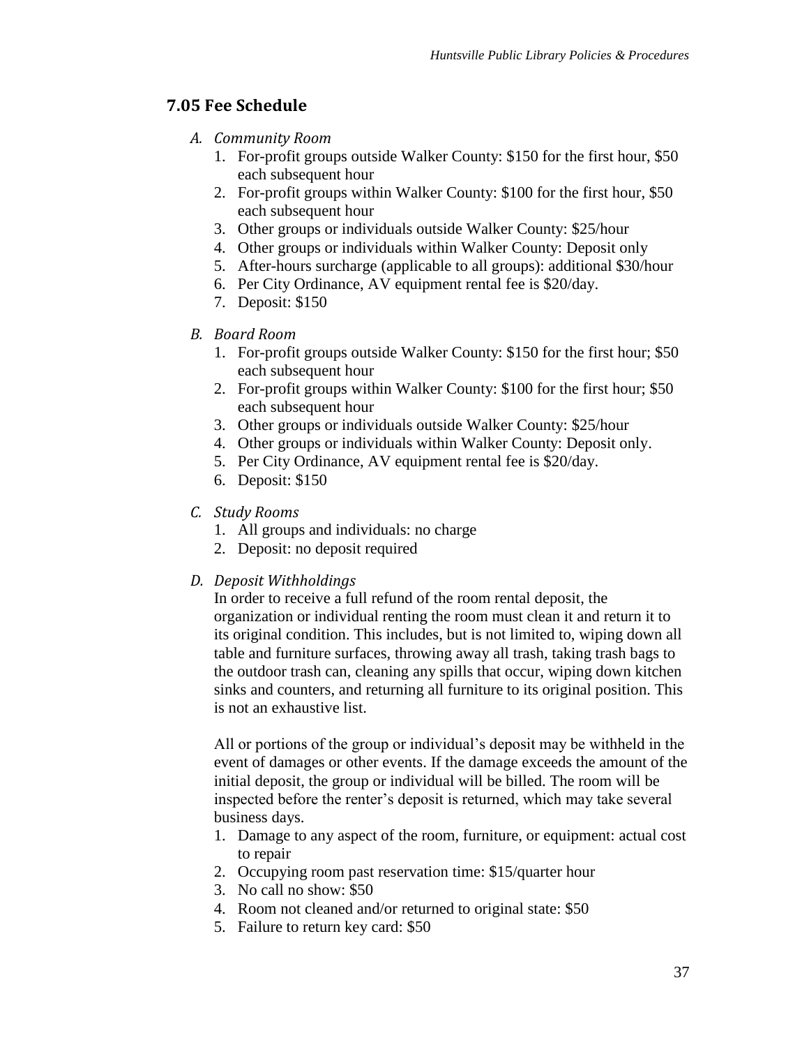## 7.05 Fee Schedule

A. *Community Room*
   1. For-profit groups outside Walker County: $150 for the first hour, $50 each subsequent hour
   2. For-profit groups within Walker County: $100 for the first hour, $50 each subsequent hour
   3. Other groups or individuals outside Walker County: $25/hour
   4. Other groups or individuals within Walker County: Deposit only
   5. After-hours surcharge (applicable to all groups): additional $30/hour
   6. Per City Ordinance, AV equipment rental fee is $20/day.
   7. Deposit: $150

B. *Board Room*
   1. For-profit groups outside Walker County: $150 for the first hour; $50 each subsequent hour
   2. For-profit groups within Walker County: $100 for the first hour; $50 each subsequent hour
   3. Other groups or individuals outside Walker County: $25/hour
   4. Other groups or individuals within Walker County: Deposit only.
   5. Per City Ordinance, AV equipment rental fee is $20/day.
   6. Deposit: $150

C. *Study Rooms*
   1. All groups and individuals: no charge
   2. Deposit: no deposit required

D. *Deposit Withholdings*

   In order to receive a full refund of the room rental deposit, the organization or individual renting the room must clean it and return it to its original condition. This includes, but is not limited to, wiping down all table and furniture surfaces, throwing away all trash, taking trash bags to the outdoor trash can, cleaning any spills that occur, wiping down kitchen sinks and counters, and returning all furniture to its original position. This is not an exhaustive list.

   All or portions of the group or individual's deposit may be withheld in the event of damages or other events. If the damage exceeds the amount of the initial deposit, the group or individual will be billed. The room will be inspected before the renter's deposit is returned, which may take several business days.

   1. Damage to any aspect of the room, furniture, or equipment: actual cost to repair
   2. Occupying room past reservation time: $15/quarter hour
   3. No call no show: $50
   4. Room not cleaned and/or returned to original state: $50
   5. Failure to return key card: $50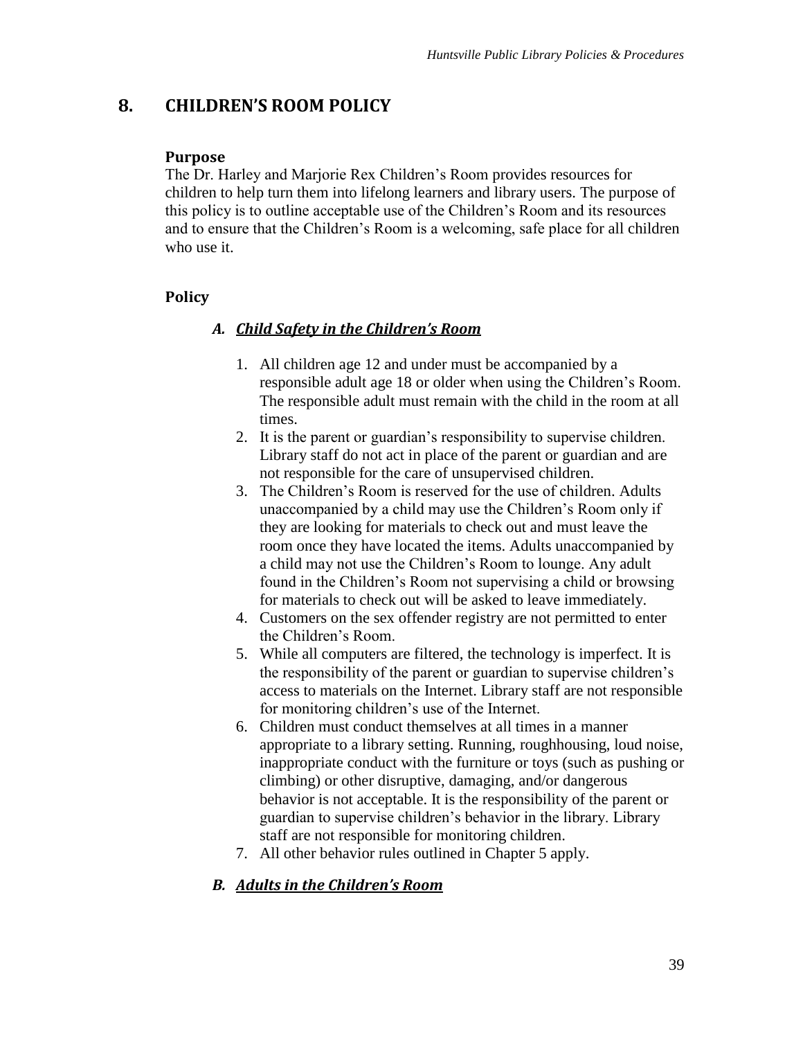## 8. CHILDREN'S ROOM POLICY

### Purpose

The Dr. Harley and Marjorie Rex Children's Room provides resources for children to help turn them into lifelong learners and library users. The purpose of this policy is to outline acceptable use of the Children's Room and its resources and to ensure that the Children's Room is a welcoming, safe place for all children who use it.

### Policy

#### *A. Child Safety in the Children's Room*

1. All children age 12 and under must be accompanied by a responsible adult age 18 or older when using the Children's Room. The responsible adult must remain with the child in the room at all times.
2. It is the parent or guardian's responsibility to supervise children. Library staff do not act in place of the parent or guardian and are not responsible for the care of unsupervised children.
3. The Children's Room is reserved for the use of children. Adults unaccompanied by a child may use the Children's Room only if they are looking for materials to check out and must leave the room once they have located the items. Adults unaccompanied by a child may not use the Children's Room to lounge. Any adult found in the Children's Room not supervising a child or browsing for materials to check out will be asked to leave immediately.
4. Customers on the sex offender registry are not permitted to enter the Children's Room.
5. While all computers are filtered, the technology is imperfect. It is the responsibility of the parent or guardian to supervise children's access to materials on the Internet. Library staff are not responsible for monitoring children's use of the Internet.
6. Children must conduct themselves at all times in a manner appropriate to a library setting. Running, roughhousing, loud noise, inappropriate conduct with the furniture or toys (such as pushing or climbing) or other disruptive, damaging, and/or dangerous behavior is not acceptable. It is the responsibility of the parent or guardian to supervise children's behavior in the library. Library staff are not responsible for monitoring children.
7. All other behavior rules outlined in Chapter 5 apply.

#### *B. Adults in the Children's Room*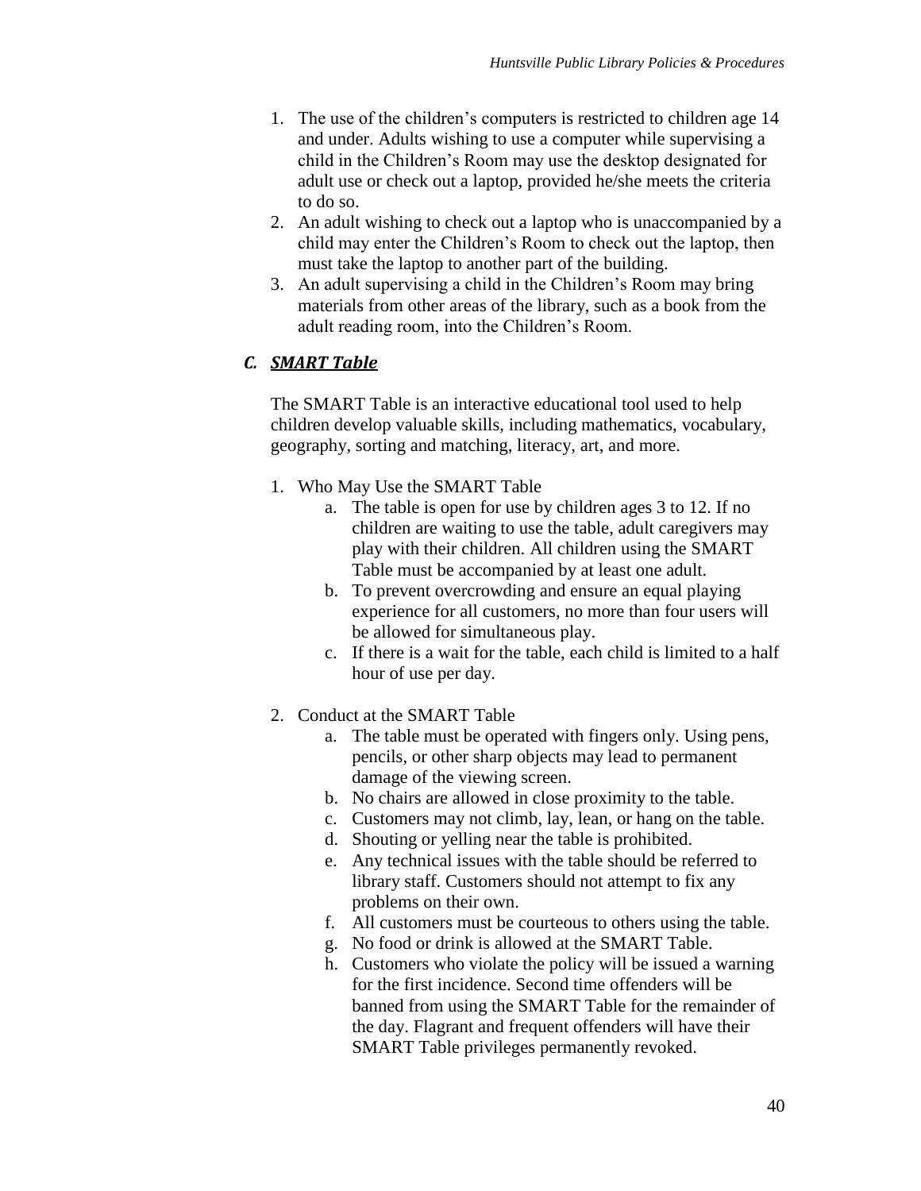1. The use of the children's computers is restricted to children age 14 and under. Adults wishing to use a computer while supervising a child in the Children's Room may use the desktop designated for adult use or check out a laptop, provided he/she meets the criteria to do so.
2. An adult wishing to check out a laptop who is unaccompanied by a child may enter the Children's Room to check out the laptop, then must take the laptop to another part of the building.
3. An adult supervising a child in the Children's Room may bring materials from other areas of the library, such as a book from the adult reading room, into the Children's Room.

### *C. SMART Table*

The SMART Table is an interactive educational tool used to help children develop valuable skills, including mathematics, vocabulary, geography, sorting and matching, literacy, art, and more.

1. Who May Use the SMART Table
    a. The table is open for use by children ages 3 to 12. If no children are waiting to use the table, adult caregivers may play with their children. All children using the SMART Table must be accompanied by at least one adult.
    b. To prevent overcrowding and ensure an equal playing experience for all customers, no more than four users will be allowed for simultaneous play.
    c. If there is a wait for the table, each child is limited to a half hour of use per day.

2. Conduct at the SMART Table
    a. The table must be operated with fingers only. Using pens, pencils, or other sharp objects may lead to permanent damage of the viewing screen.
    b. No chairs are allowed in close proximity to the table.
    c. Customers may not climb, lay, lean, or hang on the table.
    d. Shouting or yelling near the table is prohibited.
    e. Any technical issues with the table should be referred to library staff. Customers should not attempt to fix any problems on their own.
    f. All customers must be courteous to others using the table.
    g. No food or drink is allowed at the SMART Table.
    h. Customers who violate the policy will be issued a warning for the first incidence. Second time offenders will be banned from using the SMART Table for the remainder of the day. Flagrant and frequent offenders will have their SMART Table privileges permanently revoked.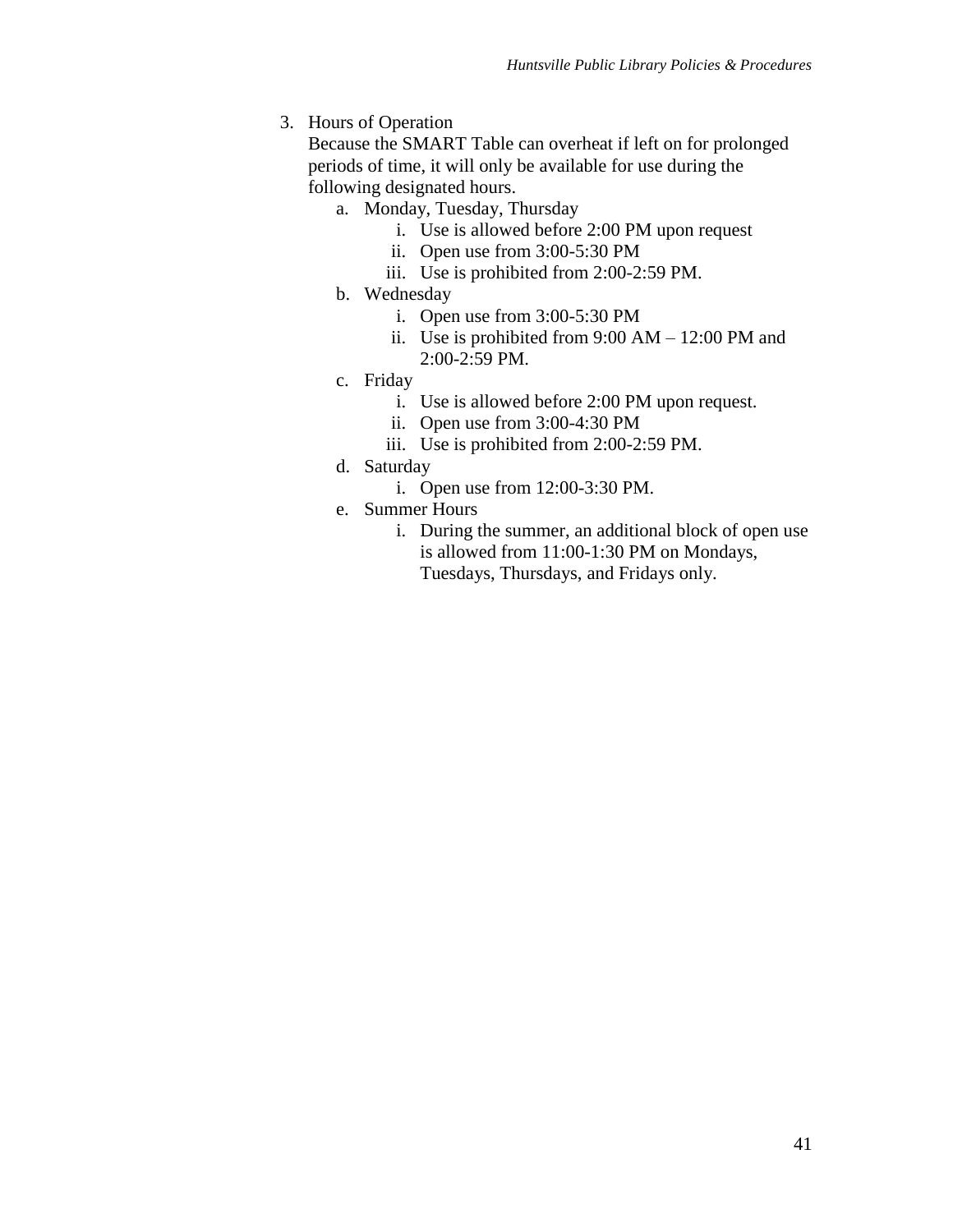3. Hours of Operation

   Because the SMART Table can overheat if left on for prolonged periods of time, it will only be available for use during the following designated hours.

   a. Monday, Tuesday, Thursday
      i. Use is allowed before 2:00 PM upon request
      ii. Open use from 3:00-5:30 PM
      iii. Use is prohibited from 2:00-2:59 PM.
   b. Wednesday
      i. Open use from 3:00-5:30 PM
      ii. Use is prohibited from 9:00 AM – 12:00 PM and 2:00-2:59 PM.
   c. Friday
      i. Use is allowed before 2:00 PM upon request.
      ii. Open use from 3:00-4:30 PM
      iii. Use is prohibited from 2:00-2:59 PM.
   d. Saturday
      i. Open use from 12:00-3:30 PM.
   e. Summer Hours
      i. During the summer, an additional block of open use is allowed from 11:00-1:30 PM on Mondays, Tuesdays, Thursdays, and Fridays only.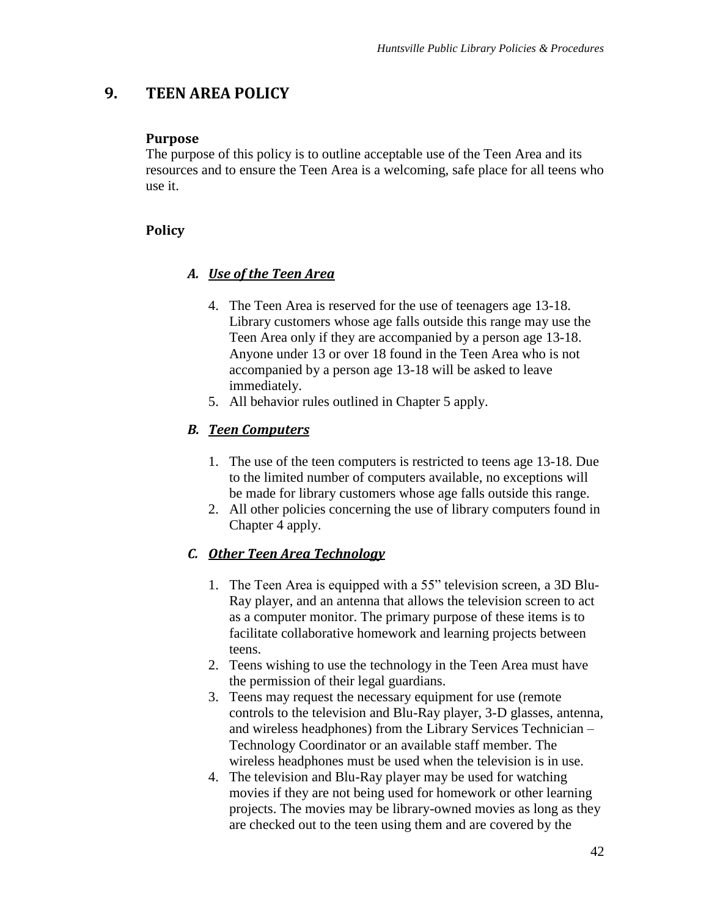# 9. TEEN AREA POLICY

### Purpose

The purpose of this policy is to outline acceptable use of the Teen Area and its resources and to ensure the Teen Area is a welcoming, safe place for all teens who use it.

### Policy

#### *A. Use of the Teen Area*

4. The Teen Area is reserved for the use of teenagers age 13-18. Library customers whose age falls outside this range may use the Teen Area only if they are accompanied by a person age 13-18. Anyone under 13 or over 18 found in the Teen Area who is not accompanied by a person age 13-18 will be asked to leave immediately.
5. All behavior rules outlined in Chapter 5 apply.

#### *B. Teen Computers*

1. The use of the teen computers is restricted to teens age 13-18. Due to the limited number of computers available, no exceptions will be made for library customers whose age falls outside this range.
2. All other policies concerning the use of library computers found in Chapter 4 apply.

#### *C. Other Teen Area Technology*

1. The Teen Area is equipped with a 55" television screen, a 3D Blu-Ray player, and an antenna that allows the television screen to act as a computer monitor. The primary purpose of these items is to facilitate collaborative homework and learning projects between teens.
2. Teens wishing to use the technology in the Teen Area must have the permission of their legal guardians.
3. Teens may request the necessary equipment for use (remote controls to the television and Blu-Ray player, 3-D glasses, antenna, and wireless headphones) from the Library Services Technician – Technology Coordinator or an available staff member. The wireless headphones must be used when the television is in use.
4. The television and Blu-Ray player may be used for watching movies if they are not being used for homework or other learning projects. The movies may be library-owned movies as long as they are checked out to the teen using them and are covered by the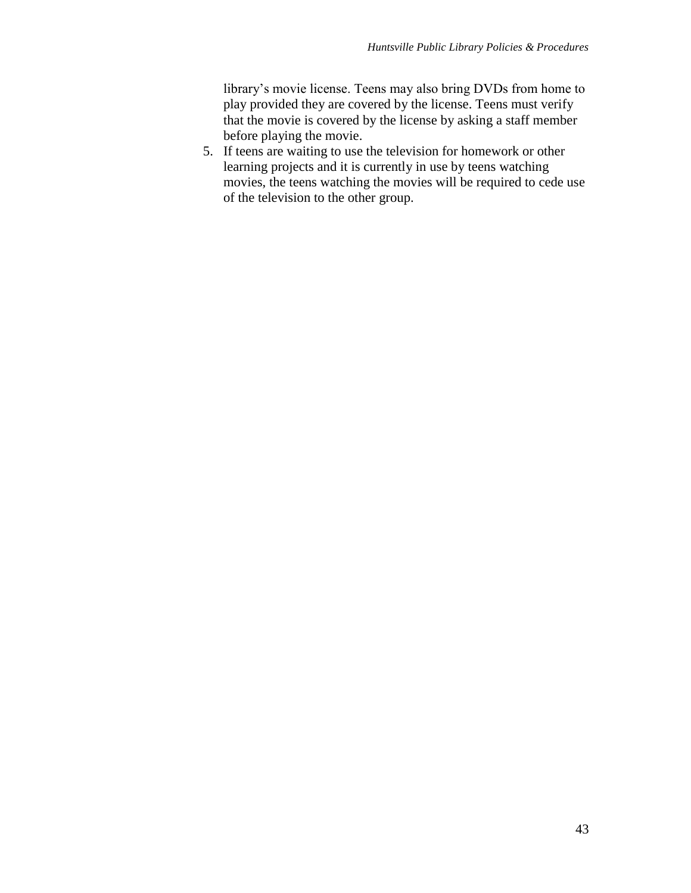library's movie license. Teens may also bring DVDs from home to play provided they are covered by the license. Teens must verify that the movie is covered by the license by asking a staff member before playing the movie.

5. If teens are waiting to use the television for homework or other learning projects and it is currently in use by teens watching movies, the teens watching the movies will be required to cede use of the television to the other group.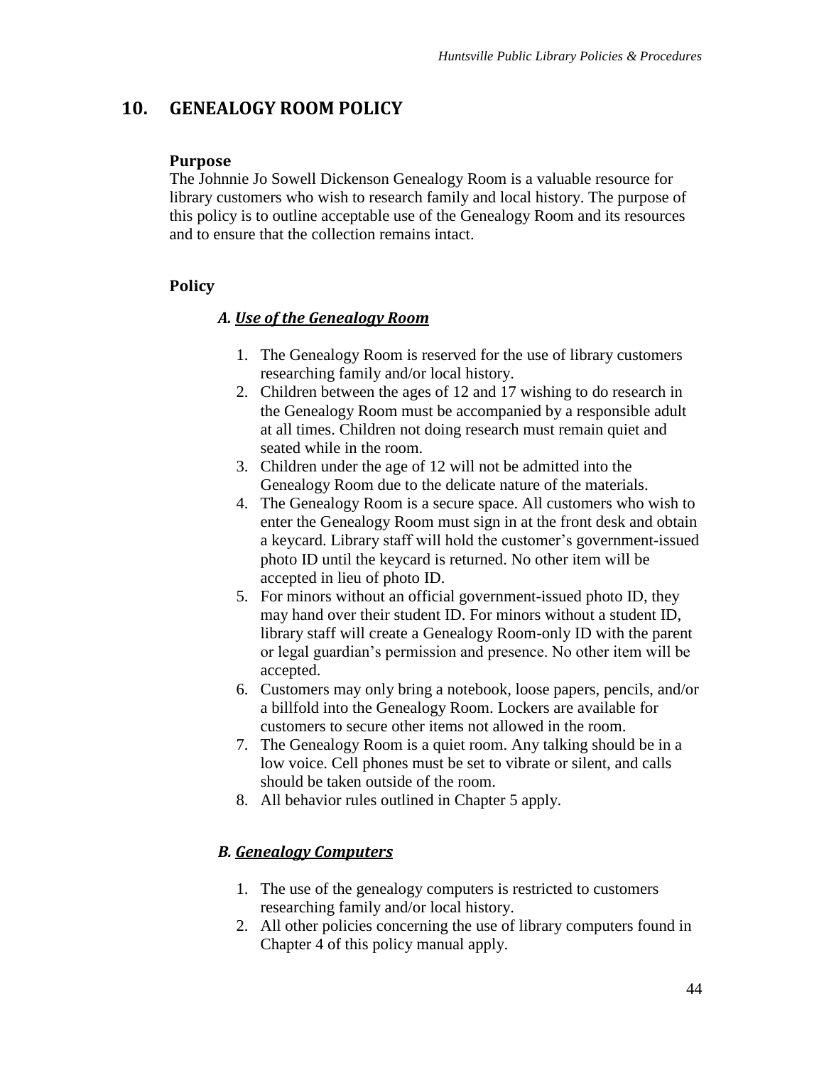## 10. GENEALOGY ROOM POLICY

### Purpose

The Johnnie Jo Sowell Dickenson Genealogy Room is a valuable resource for library customers who wish to research family and local history. The purpose of this policy is to outline acceptable use of the Genealogy Room and its resources and to ensure that the collection remains intact.

### Policy

#### *A. Use of the Genealogy Room*

1. The Genealogy Room is reserved for the use of library customers researching family and/or local history.
2. Children between the ages of 12 and 17 wishing to do research in the Genealogy Room must be accompanied by a responsible adult at all times. Children not doing research must remain quiet and seated while in the room.
3. Children under the age of 12 will not be admitted into the Genealogy Room due to the delicate nature of the materials.
4. The Genealogy Room is a secure space. All customers who wish to enter the Genealogy Room must sign in at the front desk and obtain a keycard. Library staff will hold the customer's government-issued photo ID until the keycard is returned. No other item will be accepted in lieu of photo ID.
5. For minors without an official government-issued photo ID, they may hand over their student ID. For minors without a student ID, library staff will create a Genealogy Room-only ID with the parent or legal guardian's permission and presence. No other item will be accepted.
6. Customers may only bring a notebook, loose papers, pencils, and/or a billfold into the Genealogy Room. Lockers are available for customers to secure other items not allowed in the room.
7. The Genealogy Room is a quiet room. Any talking should be in a low voice. Cell phones must be set to vibrate or silent, and calls should be taken outside of the room.
8. All behavior rules outlined in Chapter 5 apply.

#### *B. Genealogy Computers*

1. The use of the genealogy computers is restricted to customers researching family and/or local history.
2. All other policies concerning the use of library computers found in Chapter 4 of this policy manual apply.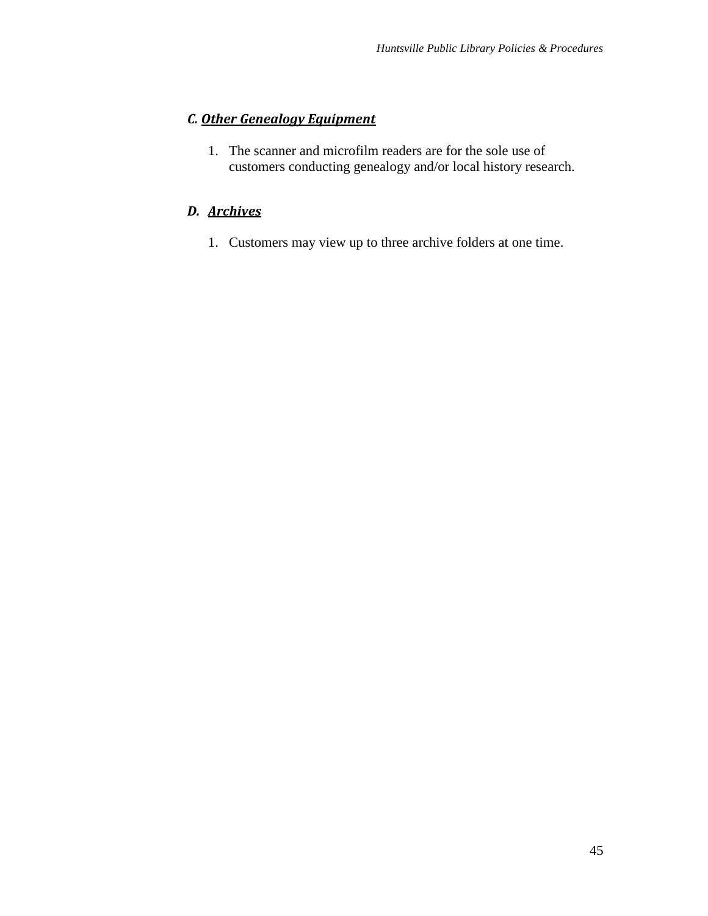### C. ***Other Genealogy Equipment***

1. The scanner and microfilm readers are for the sole use of customers conducting genealogy and/or local history research.

### D. ***Archives***

1. Customers may view up to three archive folders at one time.